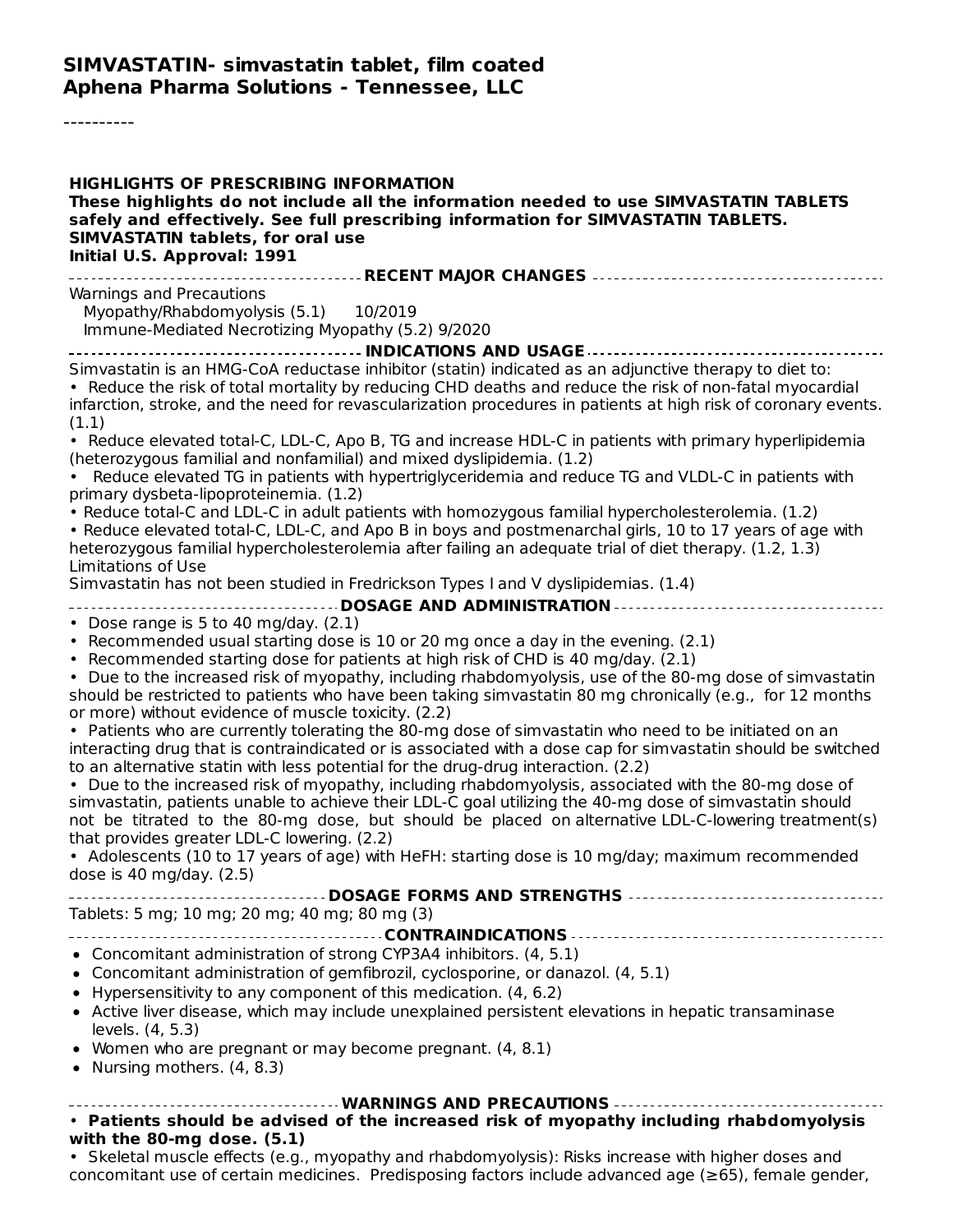**SIMVASTATIN- simvastatin tablet, film coated**
**Aphena Pharma Solutions - Tennessee, LLC**

----------

**HIGHLIGHTS OF PRESCRIBING INFORMATION**
**These highlights do not include all the information needed to use SIMVASTATIN TABLETS safely and effectively. See full prescribing information for SIMVASTATIN TABLETS.**
**SIMVASTATIN tablets, for oral use**
**Initial U.S. Approval: 1991**

**RECENT MAJOR CHANGES**

Warnings and Precautions
Myopathy/Rhabdomyolysis (5.1) 10/2019
Immune-Mediated Necrotizing Myopathy (5.2) 9/2020

**INDICATIONS AND USAGE**

Simvastatin is an HMG-CoA reductase inhibitor (statin) indicated as an adjunctive therapy to diet to:

- Reduce the risk of total mortality by reducing CHD deaths and reduce the risk of non-fatal myocardial infarction, stroke, and the need for revascularization procedures in patients at high risk of coronary events. (1.1)
- Reduce elevated total-C, LDL-C, Apo B, TG and increase HDL-C in patients with primary hyperlipidemia (heterozygous familial and nonfamilial) and mixed dyslipidemia. (1.2)
- Reduce elevated TG in patients with hypertriglyceridemia and reduce TG and VLDL-C in patients with primary dysbeta-lipoproteinemia. (1.2)
- Reduce total-C and LDL-C in adult patients with homozygous familial hypercholesterolemia. (1.2)
- Reduce elevated total-C, LDL-C, and Apo B in boys and postmenarchal girls, 10 to 17 years of age with heterozygous familial hypercholesterolemia after failing an adequate trial of diet therapy. (1.2, 1.3)

Limitations of Use
Simvastatin has not been studied in Fredrickson Types I and V dyslipidemias. (1.4)

**DOSAGE AND ADMINISTRATION**

- Dose range is 5 to 40 mg/day. (2.1)
- Recommended usual starting dose is 10 or 20 mg once a day in the evening. (2.1)
- Recommended starting dose for patients at high risk of CHD is 40 mg/day. (2.1)
- Due to the increased risk of myopathy, including rhabdomyolysis, use of the 80-mg dose of simvastatin should be restricted to patients who have been taking simvastatin 80 mg chronically (e.g., for 12 months or more) without evidence of muscle toxicity. (2.2)
- Patients who are currently tolerating the 80-mg dose of simvastatin who need to be initiated on an interacting drug that is contraindicated or is associated with a dose cap for simvastatin should be switched to an alternative statin with less potential for the drug-drug interaction. (2.2)
- Due to the increased risk of myopathy, including rhabdomyolysis, associated with the 80-mg dose of simvastatin, patients unable to achieve their LDL-C goal utilizing the 40-mg dose of simvastatin should not be titrated to the 80-mg dose, but should be placed on alternative LDL-C-lowering treatment(s) that provides greater LDL-C lowering. (2.2)
- Adolescents (10 to 17 years of age) with HeFH: starting dose is 10 mg/day; maximum recommended dose is 40 mg/day. (2.5)

**DOSAGE FORMS AND STRENGTHS**

Tablets: 5 mg; 10 mg; 20 mg; 40 mg; 80 mg (3)

**CONTRAINDICATIONS**

- Concomitant administration of strong CYP3A4 inhibitors. (4, 5.1)
- Concomitant administration of gemfibrozil, cyclosporine, or danazol. (4, 5.1)
- Hypersensitivity to any component of this medication. (4, 6.2)
- Active liver disease, which may include unexplained persistent elevations in hepatic transaminase levels. (4, 5.3)
- Women who are pregnant or may become pregnant. (4, 8.1)
- Nursing mothers. (4, 8.3)

**WARNINGS AND PRECAUTIONS**

- **Patients should be advised of the increased risk of myopathy including rhabdomyolysis with the 80-mg dose. (5.1)**
- Skeletal muscle effects (e.g., myopathy and rhabdomyolysis): Risks increase with higher doses and concomitant use of certain medicines. Predisposing factors include advanced age (≥65), female gender,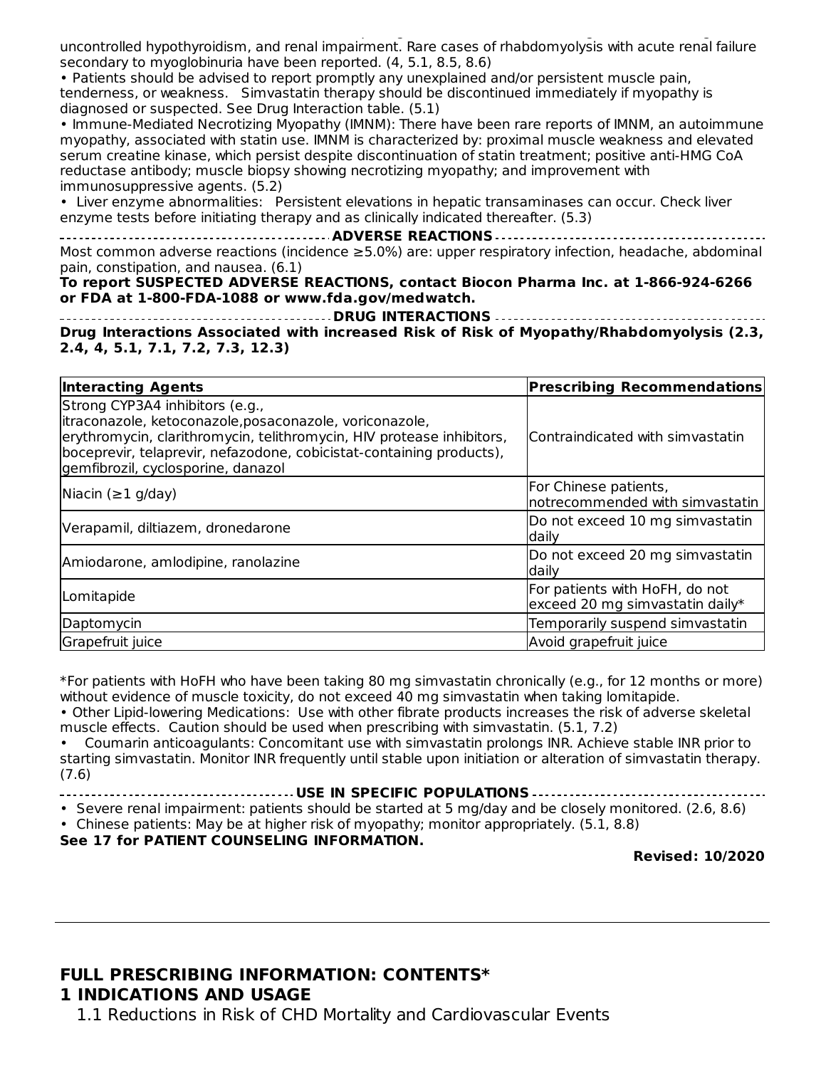uncontrolled hypothyroidism, and renal impairment. Rare cases of rhabdomyolysis with acute renal failure secondary to myoglobinuria have been reported. (4, 5.1, 8.5, 8.6)

- Patients should be advised to report promptly any unexplained and/or persistent muscle pain, tenderness, or weakness. Simvastatin therapy should be discontinued immediately if myopathy is diagnosed or suspected. See Drug Interaction table. (5.1)
- Immune-Mediated Necrotizing Myopathy (IMNM): There have been rare reports of IMNM, an autoimmune myopathy, associated with statin use. IMNM is characterized by: proximal muscle weakness and elevated serum creatine kinase, which persist despite discontinuation of statin treatment; positive anti-HMG CoA reductase antibody; muscle biopsy showing necrotizing myopathy; and improvement with immunosuppressive agents. (5.2)
- Liver enzyme abnormalities: Persistent elevations in hepatic transaminases can occur. Check liver enzyme tests before initiating therapy and as clinically indicated thereafter. (5.3)

**ADVERSE REACTIONS**

Most common adverse reactions (incidence ≥5.0%) are: upper respiratory infection, headache, abdominal pain, constipation, and nausea. (6.1)

**To report SUSPECTED ADVERSE REACTIONS, contact Biocon Pharma Inc. at 1-866-924-6266 or FDA at 1-800-FDA-1088 or www.fda.gov/medwatch.**

**DRUG INTERACTIONS**

**Drug Interactions Associated with increased Risk of Risk of Myopathy/Rhabdomyolysis (2.3, 2.4, 4, 5.1, 7.1, 7.2, 7.3, 12.3)**

| Interacting Agents | Prescribing Recommendations |
|---|---|
| Strong CYP3A4 inhibitors (e.g., itraconazole, ketoconazole,posaconazole, voriconazole, erythromycin, clarithromycin, telithromycin, HIV protease inhibitors, boceprevir, telaprevir, nefazodone, cobicistat-containing products), gemfibrozil, cyclosporine, danazol | Contraindicated with simvastatin |
| Niacin (≥1 g/day) | For Chinese patients, notrecommended with simvastatin |
| Verapamil, diltiazem, dronedarone | Do not exceed 10 mg simvastatin daily |
| Amiodarone, amlodipine, ranolazine | Do not exceed 20 mg simvastatin daily |
| Lomitapide | For patients with HoFH, do not exceed 20 mg simvastatin daily* |
| Daptomycin | Temporarily suspend simvastatin |
| Grapefruit juice | Avoid grapefruit juice |

*For patients with HoFH who have been taking 80 mg simvastatin chronically (e.g., for 12 months or more) without evidence of muscle toxicity, do not exceed 40 mg simvastatin when taking lomitapide.

- Other Lipid-lowering Medications: Use with other fibrate products increases the risk of adverse skeletal muscle effects. Caution should be used when prescribing with simvastatin. (5.1, 7.2)
- Coumarin anticoagulants: Concomitant use with simvastatin prolongs INR. Achieve stable INR prior to starting simvastatin. Monitor INR frequently until stable upon initiation or alteration of simvastatin therapy. (7.6)

**USE IN SPECIFIC POPULATIONS**

- Severe renal impairment: patients should be started at 5 mg/day and be closely monitored. (2.6, 8.6)
- Chinese patients: May be at higher risk of myopathy; monitor appropriately. (5.1, 8.8)

**See 17 for PATIENT COUNSELING INFORMATION.**

**Revised: 10/2020**

## FULL PRESCRIBING INFORMATION: CONTENTS*

## 1 INDICATIONS AND USAGE

1.1 Reductions in Risk of CHD Mortality and Cardiovascular Events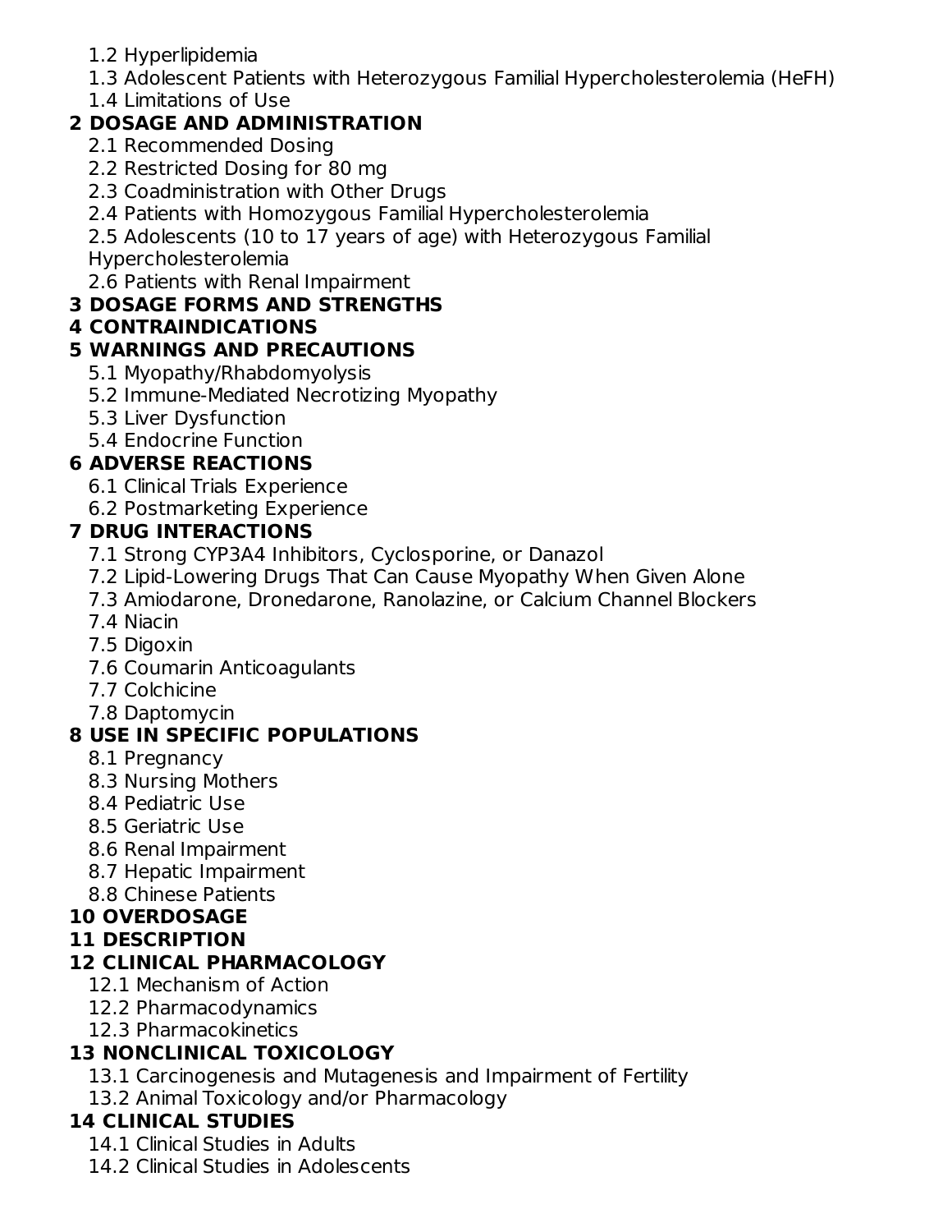1.2 Hyperlipidemia

1.3 Adolescent Patients with Heterozygous Familial Hypercholesterolemia (HeFH)

1.4 Limitations of Use

**2 DOSAGE AND ADMINISTRATION**

2.1 Recommended Dosing

2.2 Restricted Dosing for 80 mg

2.3 Coadministration with Other Drugs

2.4 Patients with Homozygous Familial Hypercholesterolemia

2.5 Adolescents (10 to 17 years of age) with Heterozygous Familial Hypercholesterolemia

2.6 Patients with Renal Impairment

**3 DOSAGE FORMS AND STRENGTHS**

**4 CONTRAINDICATIONS**

**5 WARNINGS AND PRECAUTIONS**

5.1 Myopathy/Rhabdomyolysis

5.2 Immune-Mediated Necrotizing Myopathy

5.3 Liver Dysfunction

5.4 Endocrine Function

**6 ADVERSE REACTIONS**

6.1 Clinical Trials Experience

6.2 Postmarketing Experience

**7 DRUG INTERACTIONS**

7.1 Strong CYP3A4 Inhibitors, Cyclosporine, or Danazol

7.2 Lipid-Lowering Drugs That Can Cause Myopathy When Given Alone

7.3 Amiodarone, Dronedarone, Ranolazine, or Calcium Channel Blockers

7.4 Niacin

7.5 Digoxin

7.6 Coumarin Anticoagulants

7.7 Colchicine

7.8 Daptomycin

**8 USE IN SPECIFIC POPULATIONS**

8.1 Pregnancy

8.3 Nursing Mothers

8.4 Pediatric Use

8.5 Geriatric Use

8.6 Renal Impairment

8.7 Hepatic Impairment

8.8 Chinese Patients

**10 OVERDOSAGE**

**11 DESCRIPTION**

**12 CLINICAL PHARMACOLOGY**

12.1 Mechanism of Action

12.2 Pharmacodynamics

12.3 Pharmacokinetics

**13 NONCLINICAL TOXICOLOGY**

13.1 Carcinogenesis and Mutagenesis and Impairment of Fertility

13.2 Animal Toxicology and/or Pharmacology

**14 CLINICAL STUDIES**

14.1 Clinical Studies in Adults

14.2 Clinical Studies in Adolescents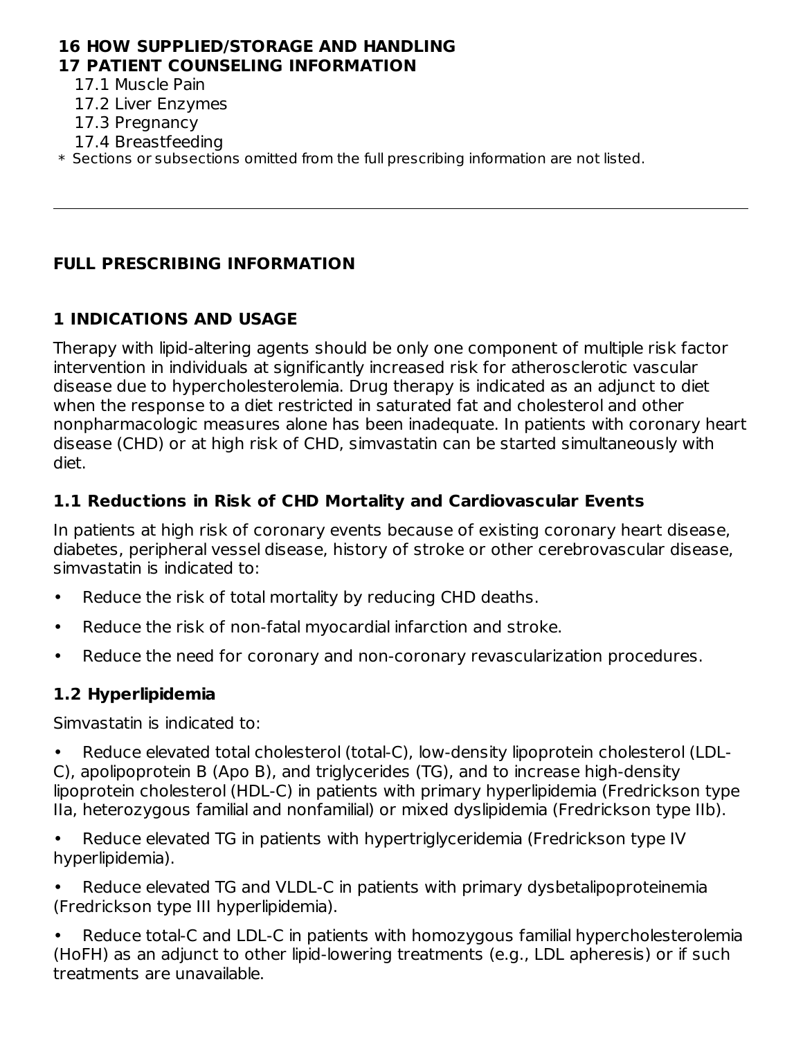**16 HOW SUPPLIED/STORAGE AND HANDLING**

**17 PATIENT COUNSELING INFORMATION**

17.1 Muscle Pain

17.2 Liver Enzymes

17.3 Pregnancy

17.4 Breastfeeding

\* Sections or subsections omitted from the full prescribing information are not listed.

---

## FULL PRESCRIBING INFORMATION

## 1 INDICATIONS AND USAGE

Therapy with lipid-altering agents should be only one component of multiple risk factor intervention in individuals at significantly increased risk for atherosclerotic vascular disease due to hypercholesterolemia. Drug therapy is indicated as an adjunct to diet when the response to a diet restricted in saturated fat and cholesterol and other nonpharmacologic measures alone has been inadequate. In patients with coronary heart disease (CHD) or at high risk of CHD, simvastatin can be started simultaneously with diet.

### 1.1 Reductions in Risk of CHD Mortality and Cardiovascular Events

In patients at high risk of coronary events because of existing coronary heart disease, diabetes, peripheral vessel disease, history of stroke or other cerebrovascular disease, simvastatin is indicated to:

- Reduce the risk of total mortality by reducing CHD deaths.
- Reduce the risk of non-fatal myocardial infarction and stroke.
- Reduce the need for coronary and non-coronary revascularization procedures.

### 1.2 Hyperlipidemia

Simvastatin is indicated to:

- Reduce elevated total cholesterol (total-C), low-density lipoprotein cholesterol (LDL-C), apolipoprotein B (Apo B), and triglycerides (TG), and to increase high-density lipoprotein cholesterol (HDL-C) in patients with primary hyperlipidemia (Fredrickson type IIa, heterozygous familial and nonfamilial) or mixed dyslipidemia (Fredrickson type IIb).
- Reduce elevated TG in patients with hypertriglyceridemia (Fredrickson type IV hyperlipidemia).
- Reduce elevated TG and VLDL-C in patients with primary dysbetalipoproteinemia (Fredrickson type III hyperlipidemia).
- Reduce total-C and LDL-C in patients with homozygous familial hypercholesterolemia (HoFH) as an adjunct to other lipid-lowering treatments (e.g., LDL apheresis) or if such treatments are unavailable.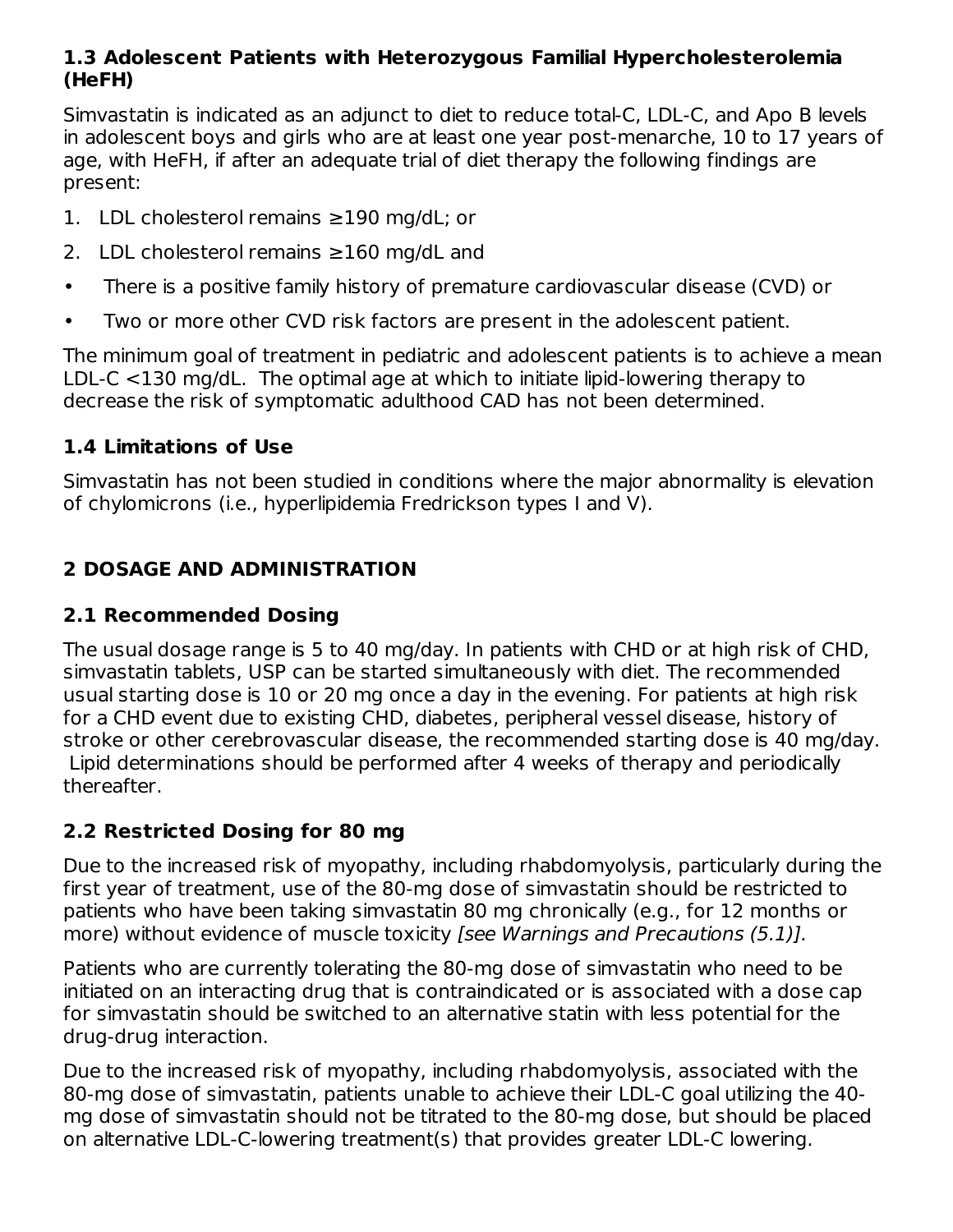### 1.3 Adolescent Patients with Heterozygous Familial Hypercholesterolemia (HeFH)

Simvastatin is indicated as an adjunct to diet to reduce total-C, LDL-C, and Apo B levels in adolescent boys and girls who are at least one year post-menarche, 10 to 17 years of age, with HeFH, if after an adequate trial of diet therapy the following findings are present:

1. LDL cholesterol remains ≥190 mg/dL; or
2. LDL cholesterol remains ≥160 mg/dL and

- There is a positive family history of premature cardiovascular disease (CVD) or
- Two or more other CVD risk factors are present in the adolescent patient.

The minimum goal of treatment in pediatric and adolescent patients is to achieve a mean LDL-C <130 mg/dL. The optimal age at which to initiate lipid-lowering therapy to decrease the risk of symptomatic adulthood CAD has not been determined.

### 1.4 Limitations of Use

Simvastatin has not been studied in conditions where the major abnormality is elevation of chylomicrons (i.e., hyperlipidemia Fredrickson types I and V).

## 2 DOSAGE AND ADMINISTRATION

### 2.1 Recommended Dosing

The usual dosage range is 5 to 40 mg/day. In patients with CHD or at high risk of CHD, simvastatin tablets, USP can be started simultaneously with diet. The recommended usual starting dose is 10 or 20 mg once a day in the evening. For patients at high risk for a CHD event due to existing CHD, diabetes, peripheral vessel disease, history of stroke or other cerebrovascular disease, the recommended starting dose is 40 mg/day. Lipid determinations should be performed after 4 weeks of therapy and periodically thereafter.

### 2.2 Restricted Dosing for 80 mg

Due to the increased risk of myopathy, including rhabdomyolysis, particularly during the first year of treatment, use of the 80-mg dose of simvastatin should be restricted to patients who have been taking simvastatin 80 mg chronically (e.g., for 12 months or more) without evidence of muscle toxicity *[see Warnings and Precautions (5.1)]*.

Patients who are currently tolerating the 80-mg dose of simvastatin who need to be initiated on an interacting drug that is contraindicated or is associated with a dose cap for simvastatin should be switched to an alternative statin with less potential for the drug-drug interaction.

Due to the increased risk of myopathy, including rhabdomyolysis, associated with the 80-mg dose of simvastatin, patients unable to achieve their LDL-C goal utilizing the 40-mg dose of simvastatin should not be titrated to the 80-mg dose, but should be placed on alternative LDL-C-lowering treatment(s) that provides greater LDL-C lowering.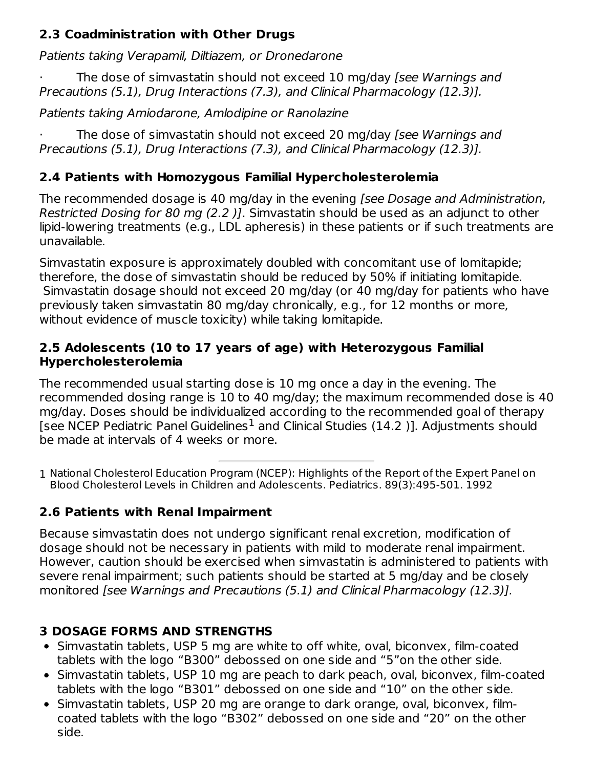## 2.3 Coadministration with Other Drugs

*Patients taking Verapamil, Diltiazem, or Dronedarone*

· The dose of simvastatin should not exceed 10 mg/day *[see Warnings and Precautions (5.1), Drug Interactions (7.3), and Clinical Pharmacology (12.3)].*

*Patients taking Amiodarone, Amlodipine or Ranolazine*

· The dose of simvastatin should not exceed 20 mg/day *[see Warnings and Precautions (5.1), Drug Interactions (7.3), and Clinical Pharmacology (12.3)].*

## 2.4 Patients with Homozygous Familial Hypercholesterolemia

The recommended dosage is 40 mg/day in the evening *[see Dosage and Administration, Restricted Dosing for 80 mg (2.2 )]*. Simvastatin should be used as an adjunct to other lipid-lowering treatments (e.g., LDL apheresis) in these patients or if such treatments are unavailable.

Simvastatin exposure is approximately doubled with concomitant use of lomitapide; therefore, the dose of simvastatin should be reduced by 50% if initiating lomitapide. Simvastatin dosage should not exceed 20 mg/day (or 40 mg/day for patients who have previously taken simvastatin 80 mg/day chronically, e.g., for 12 months or more, without evidence of muscle toxicity) while taking lomitapide.

## 2.5 Adolescents (10 to 17 years of age) with Heterozygous Familial Hypercholesterolemia

The recommended usual starting dose is 10 mg once a day in the evening. The recommended dosing range is 10 to 40 mg/day; the maximum recommended dose is 40 mg/day. Doses should be individualized according to the recommended goal of therapy [see NCEP Pediatric Panel Guidelines[1] and Clinical Studies (14.2 )]. Adjustments should be made at intervals of 4 weeks or more.

---

1 National Cholesterol Education Program (NCEP): Highlights of the Report of the Expert Panel on Blood Cholesterol Levels in Children and Adolescents. Pediatrics. 89(3):495-501. 1992

## 2.6 Patients with Renal Impairment

Because simvastatin does not undergo significant renal excretion, modification of dosage should not be necessary in patients with mild to moderate renal impairment. However, caution should be exercised when simvastatin is administered to patients with severe renal impairment; such patients should be started at 5 mg/day and be closely monitored *[see Warnings and Precautions (5.1) and Clinical Pharmacology (12.3)].*

# 3 DOSAGE FORMS AND STRENGTHS

- Simvastatin tablets, USP 5 mg are white to off white, oval, biconvex, film-coated tablets with the logo "B300" debossed on one side and "5"on the other side.
- Simvastatin tablets, USP 10 mg are peach to dark peach, oval, biconvex, film-coated tablets with the logo "B301" debossed on one side and "10" on the other side.
- Simvastatin tablets, USP 20 mg are orange to dark orange, oval, biconvex, film-coated tablets with the logo "B302" debossed on one side and "20" on the other side.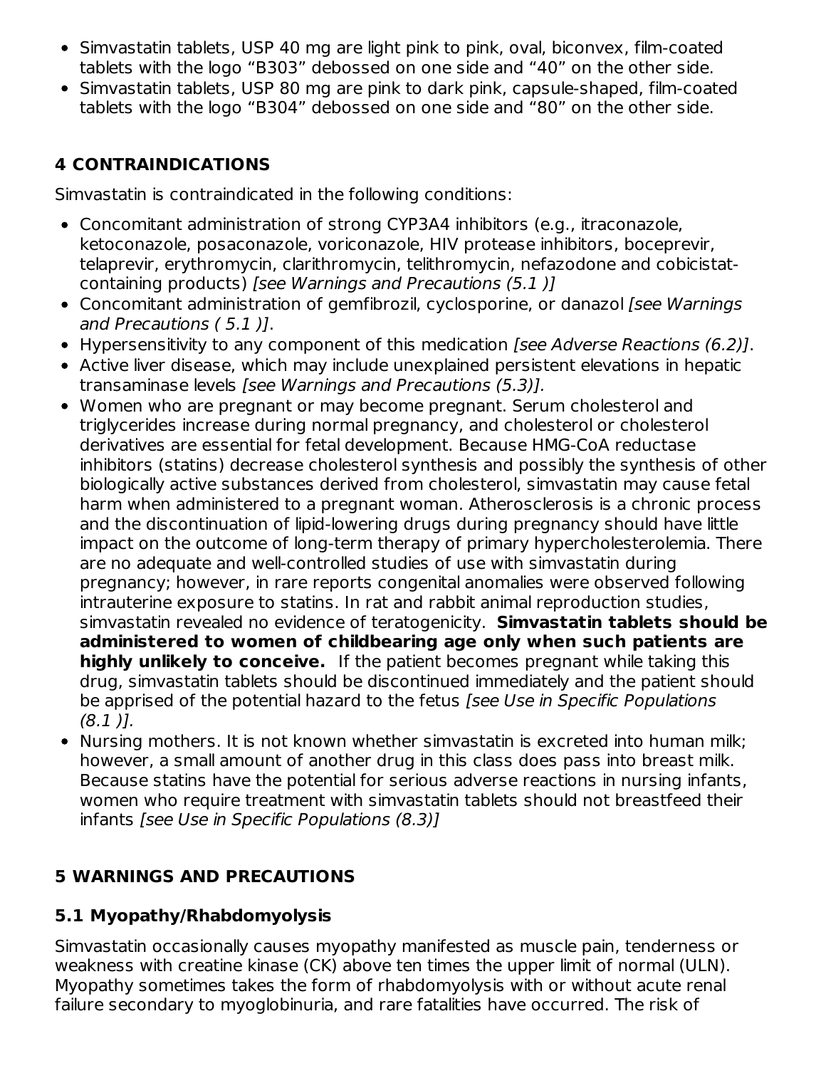- Simvastatin tablets, USP 40 mg are light pink to pink, oval, biconvex, film-coated tablets with the logo "B303" debossed on one side and "40" on the other side.
- Simvastatin tablets, USP 80 mg are pink to dark pink, capsule-shaped, film-coated tablets with the logo "B304" debossed on one side and "80" on the other side.

## 4 CONTRAINDICATIONS

Simvastatin is contraindicated in the following conditions:

- Concomitant administration of strong CYP3A4 inhibitors (e.g., itraconazole, ketoconazole, posaconazole, voriconazole, HIV protease inhibitors, boceprevir, telaprevir, erythromycin, clarithromycin, telithromycin, nefazodone and cobicistat-containing products) *[see Warnings and Precautions (5.1 )]*
- Concomitant administration of gemfibrozil, cyclosporine, or danazol *[see Warnings and Precautions ( 5.1 )]*.
- Hypersensitivity to any component of this medication *[see Adverse Reactions (6.2)]*.
- Active liver disease, which may include unexplained persistent elevations in hepatic transaminase levels *[see Warnings and Precautions (5.3)].*
- Women who are pregnant or may become pregnant. Serum cholesterol and triglycerides increase during normal pregnancy, and cholesterol or cholesterol derivatives are essential for fetal development. Because HMG-CoA reductase inhibitors (statins) decrease cholesterol synthesis and possibly the synthesis of other biologically active substances derived from cholesterol, simvastatin may cause fetal harm when administered to a pregnant woman. Atherosclerosis is a chronic process and the discontinuation of lipid-lowering drugs during pregnancy should have little impact on the outcome of long-term therapy of primary hypercholesterolemia. There are no adequate and well-controlled studies of use with simvastatin during pregnancy; however, in rare reports congenital anomalies were observed following intrauterine exposure to statins. In rat and rabbit animal reproduction studies, simvastatin revealed no evidence of teratogenicity. **Simvastatin tablets should be administered to women of childbearing age only when such patients are highly unlikely to conceive.** If the patient becomes pregnant while taking this drug, simvastatin tablets should be discontinued immediately and the patient should be apprised of the potential hazard to the fetus *[see Use in Specific Populations (8.1 )].*
- Nursing mothers. It is not known whether simvastatin is excreted into human milk; however, a small amount of another drug in this class does pass into breast milk. Because statins have the potential for serious adverse reactions in nursing infants, women who require treatment with simvastatin tablets should not breastfeed their infants *[see Use in Specific Populations (8.3)]*

## 5 WARNINGS AND PRECAUTIONS

### 5.1 Myopathy/Rhabdomyolysis

Simvastatin occasionally causes myopathy manifested as muscle pain, tenderness or weakness with creatine kinase (CK) above ten times the upper limit of normal (ULN). Myopathy sometimes takes the form of rhabdomyolysis with or without acute renal failure secondary to myoglobinuria, and rare fatalities have occurred. The risk of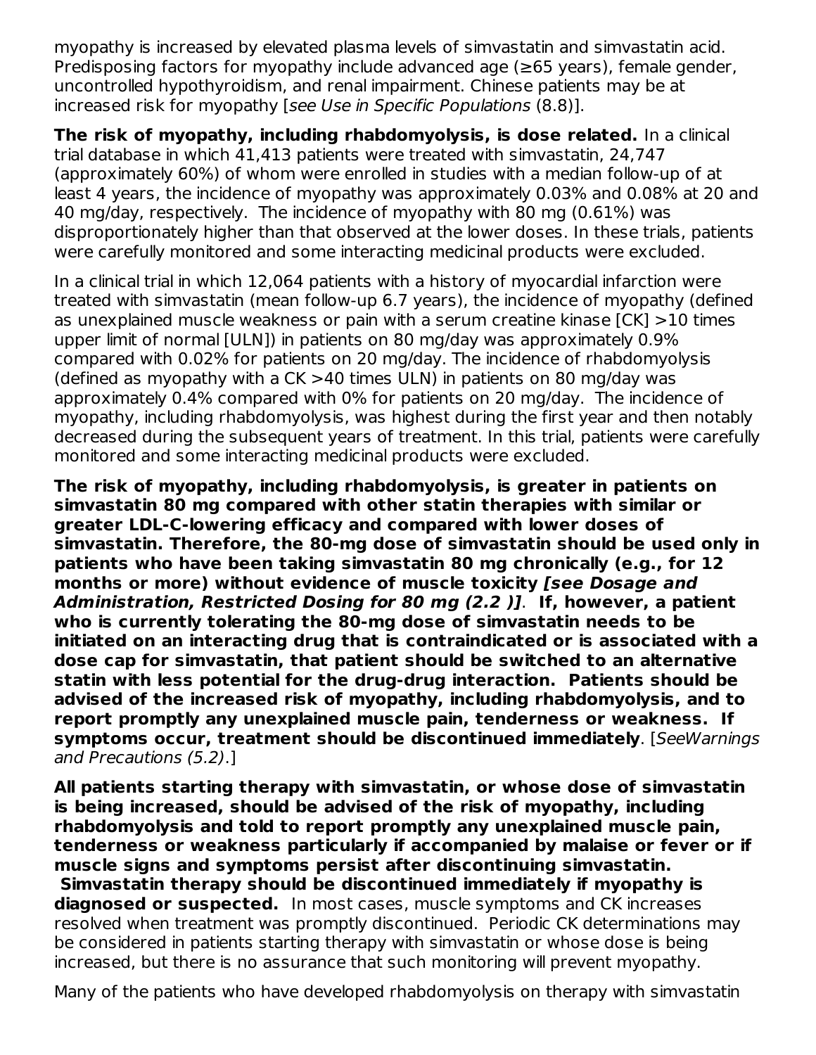myopathy is increased by elevated plasma levels of simvastatin and simvastatin acid. Predisposing factors for myopathy include advanced age (≥65 years), female gender, uncontrolled hypothyroidism, and renal impairment. Chinese patients may be at increased risk for myopathy [*see Use in Specific Populations* (8.8)].

**The risk of myopathy, including rhabdomyolysis, is dose related.** In a clinical trial database in which 41,413 patients were treated with simvastatin, 24,747 (approximately 60%) of whom were enrolled in studies with a median follow-up of at least 4 years, the incidence of myopathy was approximately 0.03% and 0.08% at 20 and 40 mg/day, respectively. The incidence of myopathy with 80 mg (0.61%) was disproportionately higher than that observed at the lower doses. In these trials, patients were carefully monitored and some interacting medicinal products were excluded.

In a clinical trial in which 12,064 patients with a history of myocardial infarction were treated with simvastatin (mean follow-up 6.7 years), the incidence of myopathy (defined as unexplained muscle weakness or pain with a serum creatine kinase [CK] >10 times upper limit of normal [ULN]) in patients on 80 mg/day was approximately 0.9% compared with 0.02% for patients on 20 mg/day. The incidence of rhabdomyolysis (defined as myopathy with a CK >40 times ULN) in patients on 80 mg/day was approximately 0.4% compared with 0% for patients on 20 mg/day. The incidence of myopathy, including rhabdomyolysis, was highest during the first year and then notably decreased during the subsequent years of treatment. In this trial, patients were carefully monitored and some interacting medicinal products were excluded.

**The risk of myopathy, including rhabdomyolysis, is greater in patients on simvastatin 80 mg compared with other statin therapies with similar or greater LDL-C-lowering efficacy and compared with lower doses of simvastatin. Therefore, the 80-mg dose of simvastatin should be used only in patients who have been taking simvastatin 80 mg chronically (e.g., for 12 months or more) without evidence of muscle toxicity *[see Dosage and Administration, Restricted Dosing for 80 mg (2.2 )]*. If, however, a patient who is currently tolerating the 80-mg dose of simvastatin needs to be initiated on an interacting drug that is contraindicated or is associated with a dose cap for simvastatin, that patient should be switched to an alternative statin with less potential for the drug-drug interaction. Patients should be advised of the increased risk of myopathy, including rhabdomyolysis, and to report promptly any unexplained muscle pain, tenderness or weakness. If symptoms occur, treatment should be discontinued immediately**. [*SeeWarnings and Precautions (5.2)*.]

**All patients starting therapy with simvastatin, or whose dose of simvastatin is being increased, should be advised of the risk of myopathy, including rhabdomyolysis and told to report promptly any unexplained muscle pain, tenderness or weakness particularly if accompanied by malaise or fever or if muscle signs and symptoms persist after discontinuing simvastatin. Simvastatin therapy should be discontinued immediately if myopathy is diagnosed or suspected.** In most cases, muscle symptoms and CK increases resolved when treatment was promptly discontinued. Periodic CK determinations may be considered in patients starting therapy with simvastatin or whose dose is being increased, but there is no assurance that such monitoring will prevent myopathy.

Many of the patients who have developed rhabdomyolysis on therapy with simvastatin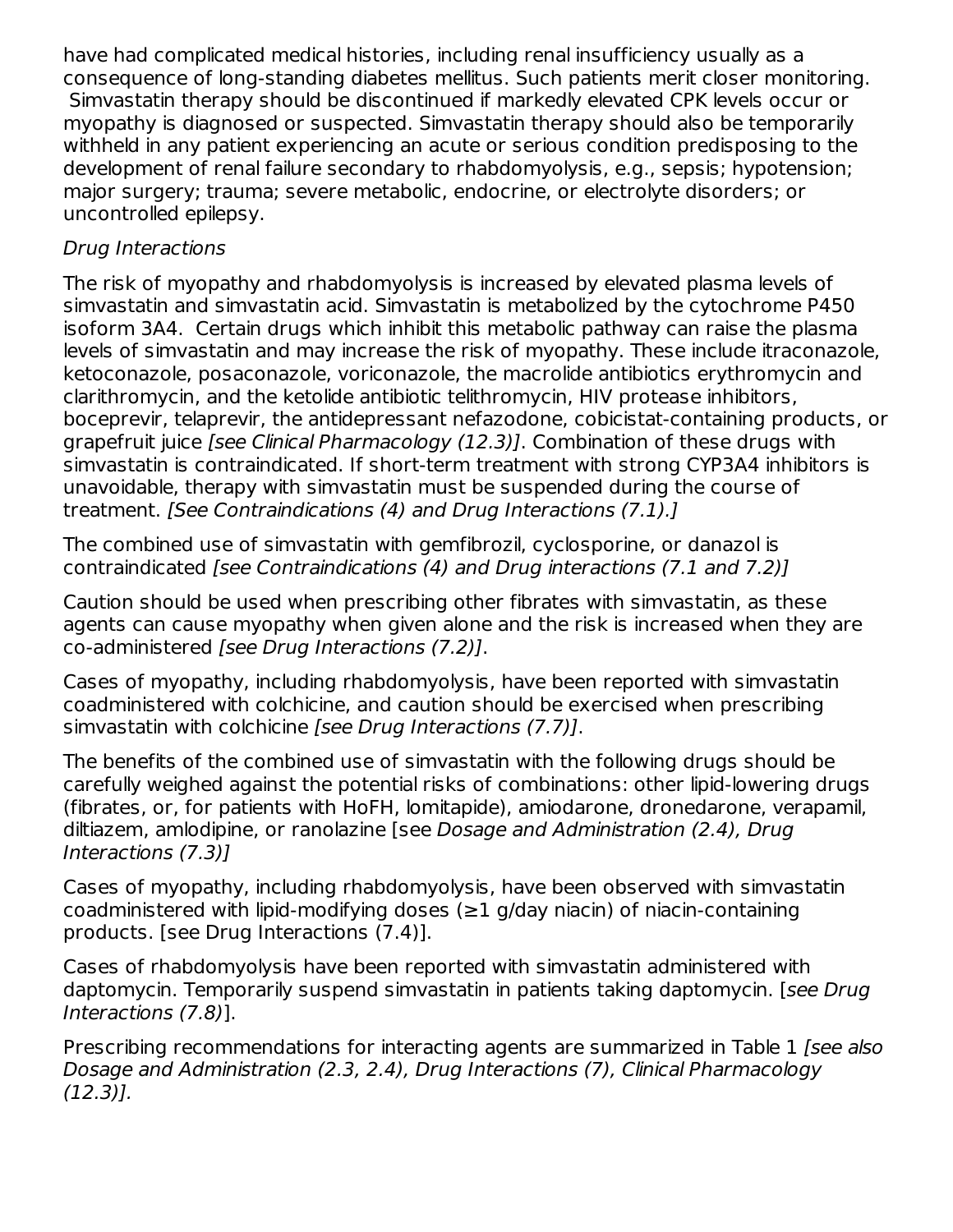have had complicated medical histories, including renal insufficiency usually as a consequence of long-standing diabetes mellitus. Such patients merit closer monitoring. Simvastatin therapy should be discontinued if markedly elevated CPK levels occur or myopathy is diagnosed or suspected. Simvastatin therapy should also be temporarily withheld in any patient experiencing an acute or serious condition predisposing to the development of renal failure secondary to rhabdomyolysis, e.g., sepsis; hypotension; major surgery; trauma; severe metabolic, endocrine, or electrolyte disorders; or uncontrolled epilepsy.

*Drug Interactions*

The risk of myopathy and rhabdomyolysis is increased by elevated plasma levels of simvastatin and simvastatin acid. Simvastatin is metabolized by the cytochrome P450 isoform 3A4. Certain drugs which inhibit this metabolic pathway can raise the plasma levels of simvastatin and may increase the risk of myopathy. These include itraconazole, ketoconazole, posaconazole, voriconazole, the macrolide antibiotics erythromycin and clarithromycin, and the ketolide antibiotic telithromycin, HIV protease inhibitors, boceprevir, telaprevir, the antidepressant nefazodone, cobicistat-containing products, or grapefruit juice *[see Clinical Pharmacology (12.3)]*. Combination of these drugs with simvastatin is contraindicated. If short-term treatment with strong CYP3A4 inhibitors is unavoidable, therapy with simvastatin must be suspended during the course of treatment. *[See Contraindications (4) and Drug Interactions (7.1).]*

The combined use of simvastatin with gemfibrozil, cyclosporine, or danazol is contraindicated *[see Contraindications (4) and Drug interactions (7.1 and 7.2)]*

Caution should be used when prescribing other fibrates with simvastatin, as these agents can cause myopathy when given alone and the risk is increased when they are co-administered *[see Drug Interactions (7.2)]*.

Cases of myopathy, including rhabdomyolysis, have been reported with simvastatin coadministered with colchicine, and caution should be exercised when prescribing simvastatin with colchicine *[see Drug Interactions (7.7)]*.

The benefits of the combined use of simvastatin with the following drugs should be carefully weighed against the potential risks of combinations: other lipid-lowering drugs (fibrates, or, for patients with HoFH, lomitapide), amiodarone, dronedarone, verapamil, diltiazem, amlodipine, or ranolazine [see *Dosage and Administration (2.4), Drug Interactions (7.3)]*

Cases of myopathy, including rhabdomyolysis, have been observed with simvastatin coadministered with lipid-modifying doses (≥1 g/day niacin) of niacin-containing products. [see Drug Interactions (7.4)].

Cases of rhabdomyolysis have been reported with simvastatin administered with daptomycin. Temporarily suspend simvastatin in patients taking daptomycin. [*see Drug Interactions (7.8)*].

Prescribing recommendations for interacting agents are summarized in Table 1 *[see also Dosage and Administration (2.3, 2.4), Drug Interactions (7), Clinical Pharmacology (12.3)].*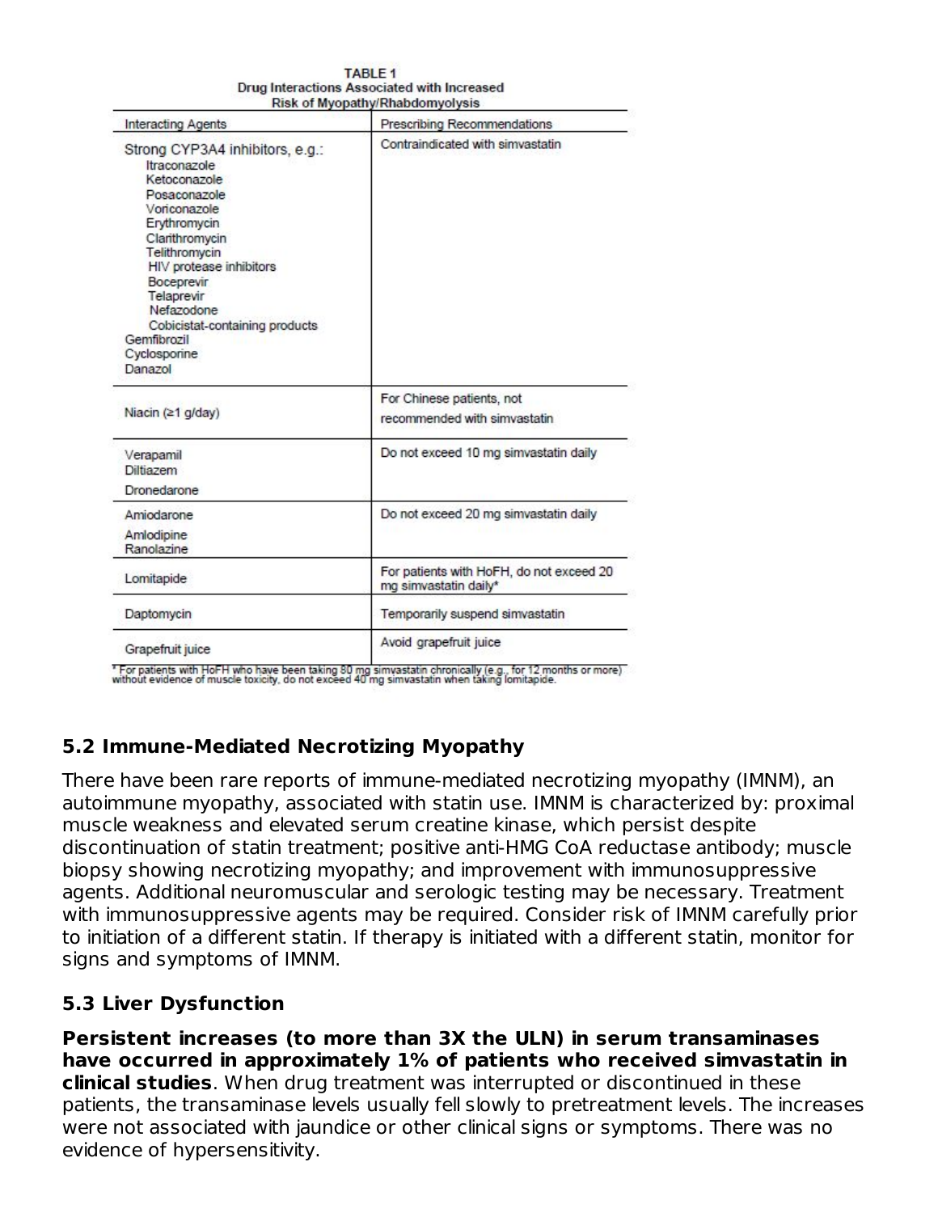**TABLE 1**
**Drug Interactions Associated with Increased Risk of Myopathy/Rhabdomyolysis**

| Interacting Agents | Prescribing Recommendations |
|---|---|
| Strong CYP3A4 inhibitors, e.g.: Itraconazole, Ketoconazole, Posaconazole, Voriconazole, Erythromycin, Clarithromycin, Telithromycin, HIV protease inhibitors, Boceprevir, Telaprevir, Nefazodone, Cobicistat-containing products; Gemfibrozil; Cyclosporine; Danazol | Contraindicated with simvastatin |
| Niacin (≥1 g/day) | For Chinese patients, not recommended with simvastatin |
| Verapamil, Diltiazem, Dronedarone | Do not exceed 10 mg simvastatin daily |
| Amiodarone, Amlodipine, Ranolazine | Do not exceed 20 mg simvastatin daily |
| Lomitapide | For patients with HoFH, do not exceed 20 mg simvastatin daily* |
| Daptomycin | Temporarily suspend simvastatin |
| Grapefruit juice | Avoid grapefruit juice |

* For patients with HoFH who have been taking 80 mg simvastatin chronically (e.g., for 12 months or more) without evidence of muscle toxicity, do not exceed 40 mg simvastatin when taking lomitapide.

### 5.2 Immune-Mediated Necrotizing Myopathy

There have been rare reports of immune-mediated necrotizing myopathy (IMNM), an autoimmune myopathy, associated with statin use. IMNM is characterized by: proximal muscle weakness and elevated serum creatine kinase, which persist despite discontinuation of statin treatment; positive anti-HMG CoA reductase antibody; muscle biopsy showing necrotizing myopathy; and improvement with immunosuppressive agents. Additional neuromuscular and serologic testing may be necessary. Treatment with immunosuppressive agents may be required. Consider risk of IMNM carefully prior to initiation of a different statin. If therapy is initiated with a different statin, monitor for signs and symptoms of IMNM.

### 5.3 Liver Dysfunction

**Persistent increases (to more than 3X the ULN) in serum transaminases have occurred in approximately 1% of patients who received simvastatin in clinical studies**. When drug treatment was interrupted or discontinued in these patients, the transaminase levels usually fell slowly to pretreatment levels. The increases were not associated with jaundice or other clinical signs or symptoms. There was no evidence of hypersensitivity.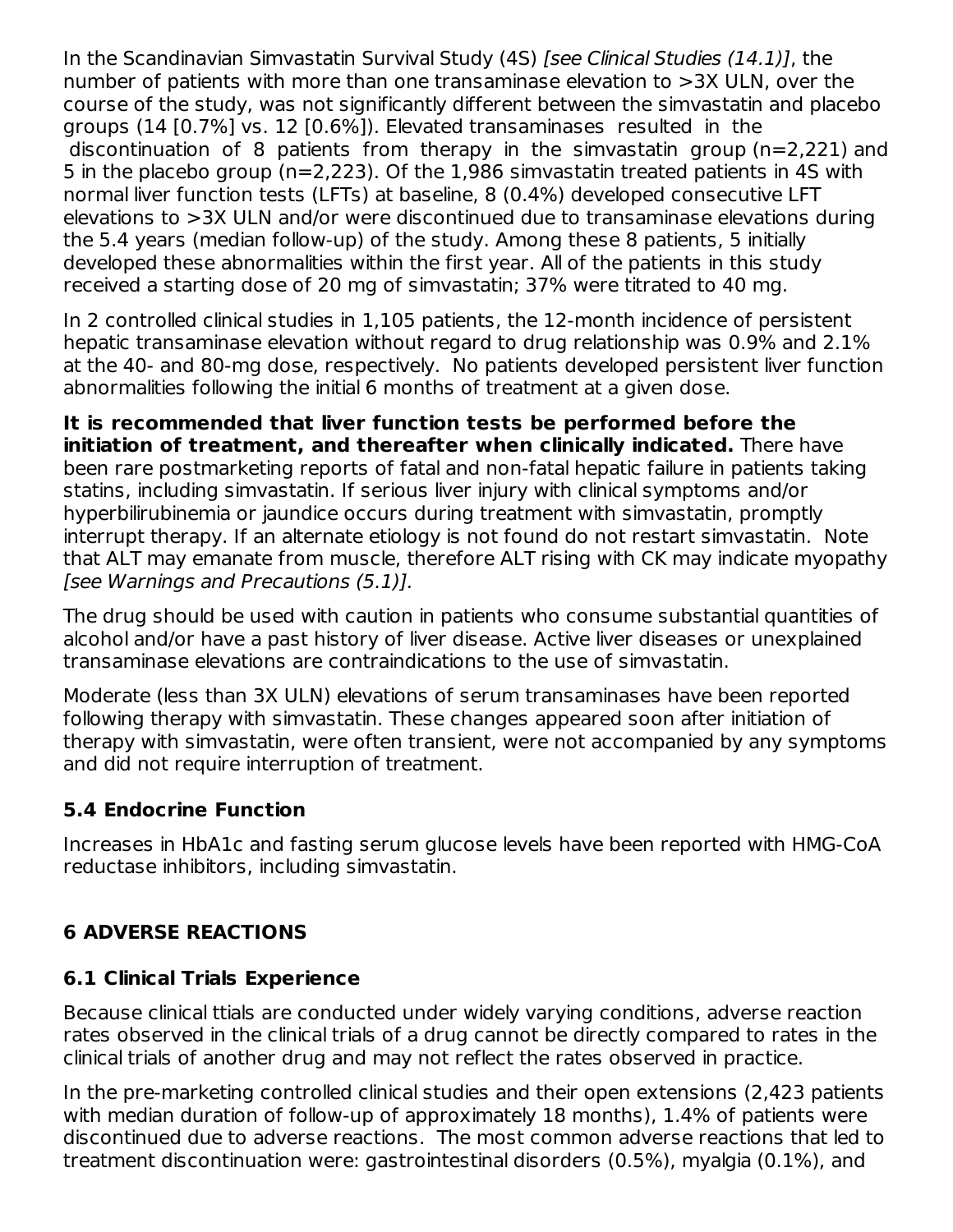In the Scandinavian Simvastatin Survival Study (4S) *[see Clinical Studies (14.1)]*, the number of patients with more than one transaminase elevation to >3X ULN, over the course of the study, was not significantly different between the simvastatin and placebo groups (14 [0.7%] vs. 12 [0.6%]). Elevated transaminases resulted in the discontinuation of 8 patients from therapy in the simvastatin group (n=2,221) and 5 in the placebo group (n=2,223). Of the 1,986 simvastatin treated patients in 4S with normal liver function tests (LFTs) at baseline, 8 (0.4%) developed consecutive LFT elevations to >3X ULN and/or were discontinued due to transaminase elevations during the 5.4 years (median follow-up) of the study. Among these 8 patients, 5 initially developed these abnormalities within the first year. All of the patients in this study received a starting dose of 20 mg of simvastatin; 37% were titrated to 40 mg.

In 2 controlled clinical studies in 1,105 patients, the 12-month incidence of persistent hepatic transaminase elevation without regard to drug relationship was 0.9% and 2.1% at the 40- and 80-mg dose, respectively. No patients developed persistent liver function abnormalities following the initial 6 months of treatment at a given dose.

**It is recommended that liver function tests be performed before the initiation of treatment, and thereafter when clinically indicated.** There have been rare postmarketing reports of fatal and non-fatal hepatic failure in patients taking statins, including simvastatin. If serious liver injury with clinical symptoms and/or hyperbilirubinemia or jaundice occurs during treatment with simvastatin, promptly interrupt therapy. If an alternate etiology is not found do not restart simvastatin. Note that ALT may emanate from muscle, therefore ALT rising with CK may indicate myopathy *[see Warnings and Precautions (5.1)]*.

The drug should be used with caution in patients who consume substantial quantities of alcohol and/or have a past history of liver disease. Active liver diseases or unexplained transaminase elevations are contraindications to the use of simvastatin.

Moderate (less than 3X ULN) elevations of serum transaminases have been reported following therapy with simvastatin. These changes appeared soon after initiation of therapy with simvastatin, were often transient, were not accompanied by any symptoms and did not require interruption of treatment.

### 5.4 Endocrine Function

Increases in HbA1c and fasting serum glucose levels have been reported with HMG-CoA reductase inhibitors, including simvastatin.

## 6 ADVERSE REACTIONS

### 6.1 Clinical Trials Experience

Because clinical ttials are conducted under widely varying conditions, adverse reaction rates observed in the clinical trials of a drug cannot be directly compared to rates in the clinical trials of another drug and may not reflect the rates observed in practice.

In the pre-marketing controlled clinical studies and their open extensions (2,423 patients with median duration of follow-up of approximately 18 months), 1.4% of patients were discontinued due to adverse reactions. The most common adverse reactions that led to treatment discontinuation were: gastrointestinal disorders (0.5%), myalgia (0.1%), and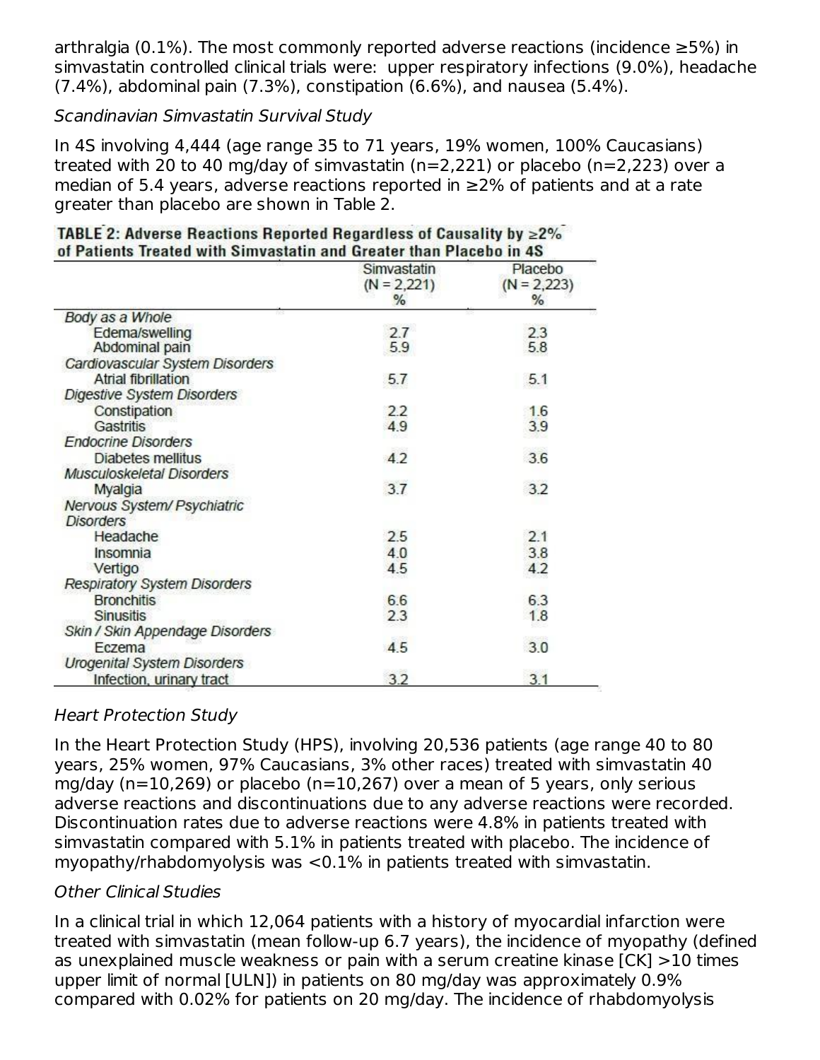arthralgia (0.1%). The most commonly reported adverse reactions (incidence ≥5%) in simvastatin controlled clinical trials were: upper respiratory infections (9.0%), headache (7.4%), abdominal pain (7.3%), constipation (6.6%), and nausea (5.4%).

*Scandinavian Simvastatin Survival Study*

In 4S involving 4,444 (age range 35 to 71 years, 19% women, 100% Caucasians) treated with 20 to 40 mg/day of simvastatin (n=2,221) or placebo (n=2,223) over a median of 5.4 years, adverse reactions reported in ≥2% of patients and at a rate greater than placebo are shown in Table 2.

**TABLE 2: Adverse Reactions Reported Regardless of Causality by ≥2% of Patients Treated with Simvastatin and Greater than Placebo in 4S**

| | Simvastatin (N = 2,221) % | Placebo (N = 2,223) % |
|---|---|---|
| *Body as a Whole* | | |
| Edema/swelling | 2.7 | 2.3 |
| Abdominal pain | 5.9 | 5.8 |
| *Cardiovascular System Disorders* | | |
| Atrial fibrillation | 5.7 | 5.1 |
| *Digestive System Disorders* | | |
| Constipation | 2.2 | 1.6 |
| Gastritis | 4.9 | 3.9 |
| *Endocrine Disorders* | | |
| Diabetes mellitus | 4.2 | 3.6 |
| *Musculoskeletal Disorders* | | |
| Myalgia | 3.7 | 3.2 |
| *Nervous System/ Psychiatric Disorders* | | |
| Headache | 2.5 | 2.1 |
| Insomnia | 4.0 | 3.8 |
| Vertigo | 4.5 | 4.2 |
| *Respiratory System Disorders* | | |
| Bronchitis | 6.6 | 6.3 |
| Sinusitis | 2.3 | 1.8 |
| *Skin / Skin Appendage Disorders* | | |
| Eczema | 4.5 | 3.0 |
| *Urogenital System Disorders* | | |
| Infection, urinary tract | 3.2 | 3.1 |

*Heart Protection Study*

In the Heart Protection Study (HPS), involving 20,536 patients (age range 40 to 80 years, 25% women, 97% Caucasians, 3% other races) treated with simvastatin 40 mg/day (n=10,269) or placebo (n=10,267) over a mean of 5 years, only serious adverse reactions and discontinuations due to any adverse reactions were recorded. Discontinuation rates due to adverse reactions were 4.8% in patients treated with simvastatin compared with 5.1% in patients treated with placebo. The incidence of myopathy/rhabdomyolysis was <0.1% in patients treated with simvastatin.

*Other Clinical Studies*

In a clinical trial in which 12,064 patients with a history of myocardial infarction were treated with simvastatin (mean follow-up 6.7 years), the incidence of myopathy (defined as unexplained muscle weakness or pain with a serum creatine kinase [CK] >10 times upper limit of normal [ULN]) in patients on 80 mg/day was approximately 0.9% compared with 0.02% for patients on 20 mg/day. The incidence of rhabdomyolysis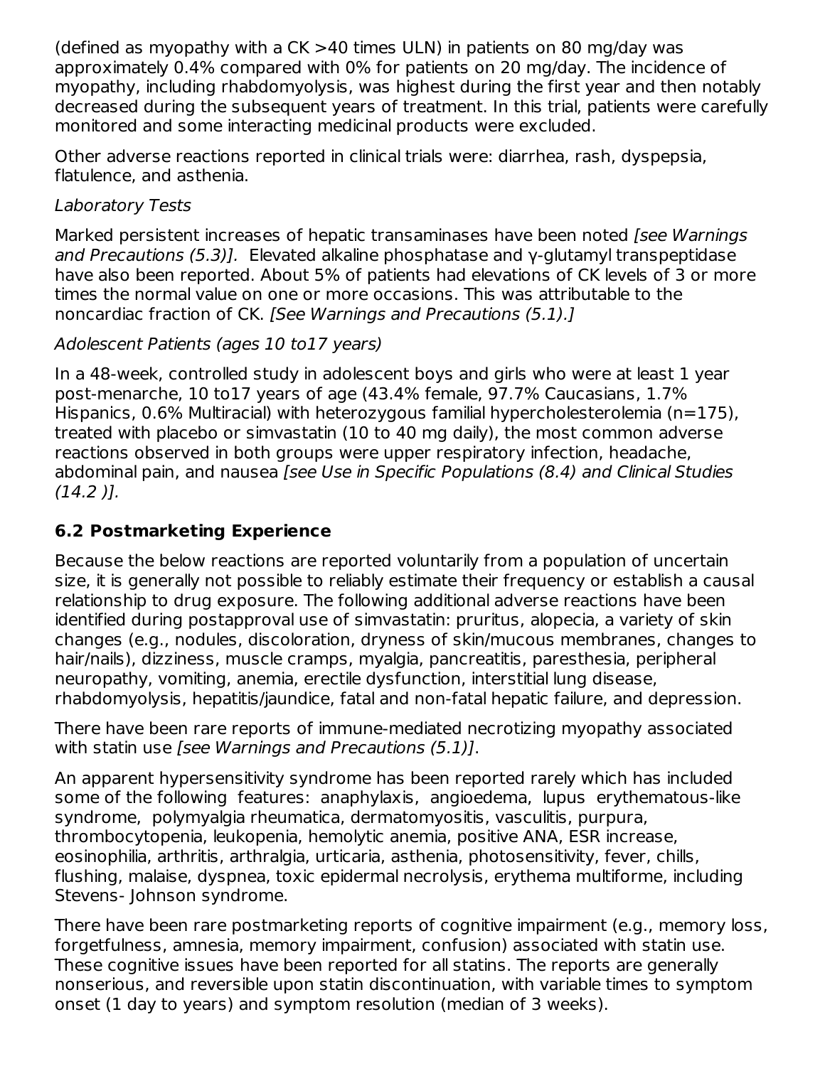(defined as myopathy with a CK >40 times ULN) in patients on 80 mg/day was approximately 0.4% compared with 0% for patients on 20 mg/day. The incidence of myopathy, including rhabdomyolysis, was highest during the first year and then notably decreased during the subsequent years of treatment. In this trial, patients were carefully monitored and some interacting medicinal products were excluded.

Other adverse reactions reported in clinical trials were: diarrhea, rash, dyspepsia, flatulence, and asthenia.

*Laboratory Tests*

Marked persistent increases of hepatic transaminases have been noted *[see Warnings and Precautions (5.3)].* Elevated alkaline phosphatase and γ-glutamyl transpeptidase have also been reported. About 5% of patients had elevations of CK levels of 3 or more times the normal value on one or more occasions. This was attributable to the noncardiac fraction of CK. *[See Warnings and Precautions (5.1).]*

*Adolescent Patients (ages 10 to17 years)*

In a 48-week, controlled study in adolescent boys and girls who were at least 1 year post-menarche, 10 to17 years of age (43.4% female, 97.7% Caucasians, 1.7% Hispanics, 0.6% Multiracial) with heterozygous familial hypercholesterolemia (n=175), treated with placebo or simvastatin (10 to 40 mg daily), the most common adverse reactions observed in both groups were upper respiratory infection, headache, abdominal pain, and nausea *[see Use in Specific Populations (8.4) and Clinical Studies (14.2 )].*

## 6.2 Postmarketing Experience

Because the below reactions are reported voluntarily from a population of uncertain size, it is generally not possible to reliably estimate their frequency or establish a causal relationship to drug exposure. The following additional adverse reactions have been identified during postapproval use of simvastatin: pruritus, alopecia, a variety of skin changes (e.g., nodules, discoloration, dryness of skin/mucous membranes, changes to hair/nails), dizziness, muscle cramps, myalgia, pancreatitis, paresthesia, peripheral neuropathy, vomiting, anemia, erectile dysfunction, interstitial lung disease, rhabdomyolysis, hepatitis/jaundice, fatal and non-fatal hepatic failure, and depression.

There have been rare reports of immune-mediated necrotizing myopathy associated with statin use *[see Warnings and Precautions (5.1)]*.

An apparent hypersensitivity syndrome has been reported rarely which has included some of the following features: anaphylaxis, angioedema, lupus erythematous-like syndrome, polymyalgia rheumatica, dermatomyositis, vasculitis, purpura, thrombocytopenia, leukopenia, hemolytic anemia, positive ANA, ESR increase, eosinophilia, arthritis, arthralgia, urticaria, asthenia, photosensitivity, fever, chills, flushing, malaise, dyspnea, toxic epidermal necrolysis, erythema multiforme, including Stevens- Johnson syndrome.

There have been rare postmarketing reports of cognitive impairment (e.g., memory loss, forgetfulness, amnesia, memory impairment, confusion) associated with statin use. These cognitive issues have been reported for all statins. The reports are generally nonserious, and reversible upon statin discontinuation, with variable times to symptom onset (1 day to years) and symptom resolution (median of 3 weeks).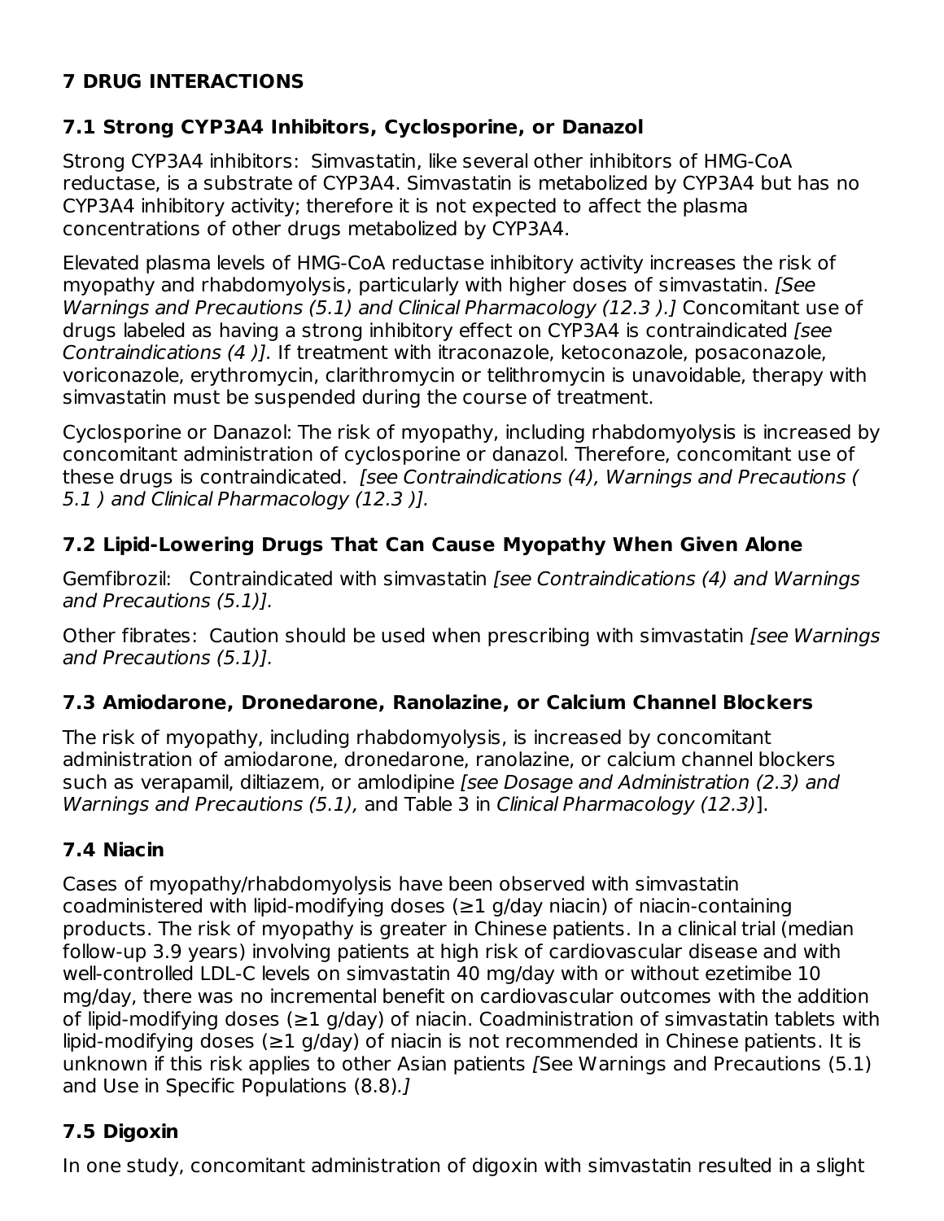# 7 DRUG INTERACTIONS

## 7.1 Strong CYP3A4 Inhibitors, Cyclosporine, or Danazol

Strong CYP3A4 inhibitors: Simvastatin, like several other inhibitors of HMG-CoA reductase, is a substrate of CYP3A4. Simvastatin is metabolized by CYP3A4 but has no CYP3A4 inhibitory activity; therefore it is not expected to affect the plasma concentrations of other drugs metabolized by CYP3A4.

Elevated plasma levels of HMG-CoA reductase inhibitory activity increases the risk of myopathy and rhabdomyolysis, particularly with higher doses of simvastatin. *[See Warnings and Precautions (5.1) and Clinical Pharmacology (12.3 ).]* Concomitant use of drugs labeled as having a strong inhibitory effect on CYP3A4 is contraindicated *[see Contraindications (4 )].* If treatment with itraconazole, ketoconazole, posaconazole, voriconazole, erythromycin, clarithromycin or telithromycin is unavoidable, therapy with simvastatin must be suspended during the course of treatment.

Cyclosporine or Danazol: The risk of myopathy, including rhabdomyolysis is increased by concomitant administration of cyclosporine or danazol. Therefore, concomitant use of these drugs is contraindicated. *[see Contraindications (4), Warnings and Precautions ( 5.1 ) and Clinical Pharmacology (12.3 )].*

## 7.2 Lipid-Lowering Drugs That Can Cause Myopathy When Given Alone

Gemfibrozil: Contraindicated with simvastatin *[see Contraindications (4) and Warnings and Precautions (5.1)].*

Other fibrates: Caution should be used when prescribing with simvastatin *[see Warnings and Precautions (5.1)].*

## 7.3 Amiodarone, Dronedarone, Ranolazine, or Calcium Channel Blockers

The risk of myopathy, including rhabdomyolysis, is increased by concomitant administration of amiodarone, dronedarone, ranolazine, or calcium channel blockers such as verapamil, diltiazem, or amlodipine *[see Dosage and Administration (2.3) and Warnings and Precautions (5.1),* and Table 3 in *Clinical Pharmacology (12.3)*].

## 7.4 Niacin

Cases of myopathy/rhabdomyolysis have been observed with simvastatin coadministered with lipid-modifying doses (≥1 g/day niacin) of niacin-containing products. The risk of myopathy is greater in Chinese patients. In a clinical trial (median follow-up 3.9 years) involving patients at high risk of cardiovascular disease and with well-controlled LDL-C levels on simvastatin 40 mg/day with or without ezetimibe 10 mg/day, there was no incremental benefit on cardiovascular outcomes with the addition of lipid-modifying doses (≥1 g/day) of niacin. Coadministration of simvastatin tablets with lipid-modifying doses (≥1 g/day) of niacin is not recommended in Chinese patients. It is unknown if this risk applies to other Asian patients *[*See Warnings and Precautions (5.1) and Use in Specific Populations (8.8).*]*

## 7.5 Digoxin

In one study, concomitant administration of digoxin with simvastatin resulted in a slight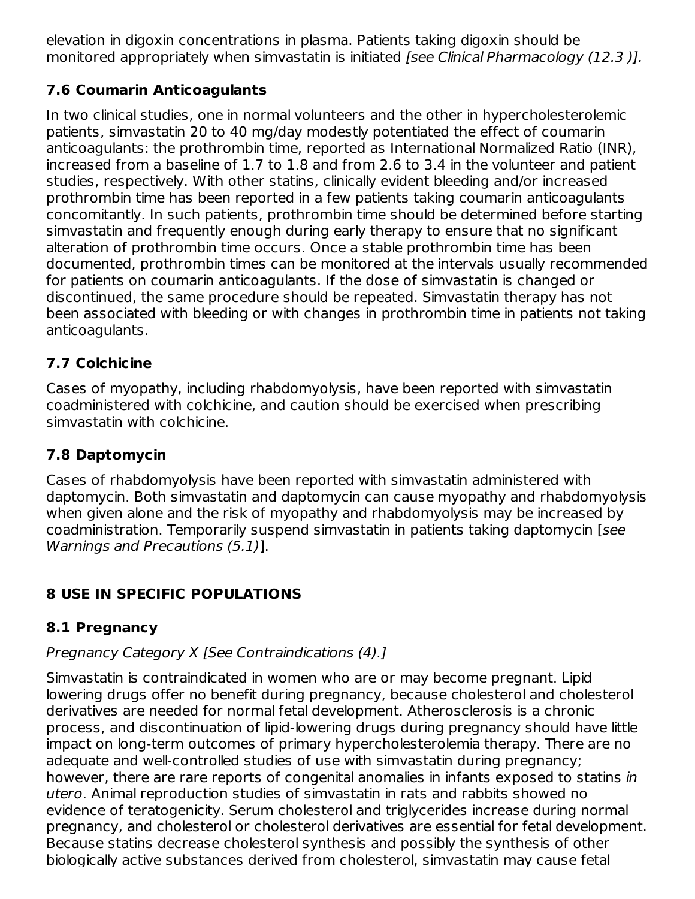elevation in digoxin concentrations in plasma. Patients taking digoxin should be monitored appropriately when simvastatin is initiated *[see Clinical Pharmacology (12.3 )].*

### 7.6 Coumarin Anticoagulants

In two clinical studies, one in normal volunteers and the other in hypercholesterolemic patients, simvastatin 20 to 40 mg/day modestly potentiated the effect of coumarin anticoagulants: the prothrombin time, reported as International Normalized Ratio (INR), increased from a baseline of 1.7 to 1.8 and from 2.6 to 3.4 in the volunteer and patient studies, respectively. With other statins, clinically evident bleeding and/or increased prothrombin time has been reported in a few patients taking coumarin anticoagulants concomitantly. In such patients, prothrombin time should be determined before starting simvastatin and frequently enough during early therapy to ensure that no significant alteration of prothrombin time occurs. Once a stable prothrombin time has been documented, prothrombin times can be monitored at the intervals usually recommended for patients on coumarin anticoagulants. If the dose of simvastatin is changed or discontinued, the same procedure should be repeated. Simvastatin therapy has not been associated with bleeding or with changes in prothrombin time in patients not taking anticoagulants.

### 7.7 Colchicine

Cases of myopathy, including rhabdomyolysis, have been reported with simvastatin coadministered with colchicine, and caution should be exercised when prescribing simvastatin with colchicine.

### 7.8 Daptomycin

Cases of rhabdomyolysis have been reported with simvastatin administered with daptomycin. Both simvastatin and daptomycin can cause myopathy and rhabdomyolysis when given alone and the risk of myopathy and rhabdomyolysis may be increased by coadministration. Temporarily suspend simvastatin in patients taking daptomycin [*see Warnings and Precautions (5.1)*].

## 8 USE IN SPECIFIC POPULATIONS

### 8.1 Pregnancy

*Pregnancy Category X [See Contraindications (4).]*

Simvastatin is contraindicated in women who are or may become pregnant. Lipid lowering drugs offer no benefit during pregnancy, because cholesterol and cholesterol derivatives are needed for normal fetal development. Atherosclerosis is a chronic process, and discontinuation of lipid-lowering drugs during pregnancy should have little impact on long-term outcomes of primary hypercholesterolemia therapy. There are no adequate and well-controlled studies of use with simvastatin during pregnancy; however, there are rare reports of congenital anomalies in infants exposed to statins *in utero*. Animal reproduction studies of simvastatin in rats and rabbits showed no evidence of teratogenicity. Serum cholesterol and triglycerides increase during normal pregnancy, and cholesterol or cholesterol derivatives are essential for fetal development. Because statins decrease cholesterol synthesis and possibly the synthesis of other biologically active substances derived from cholesterol, simvastatin may cause fetal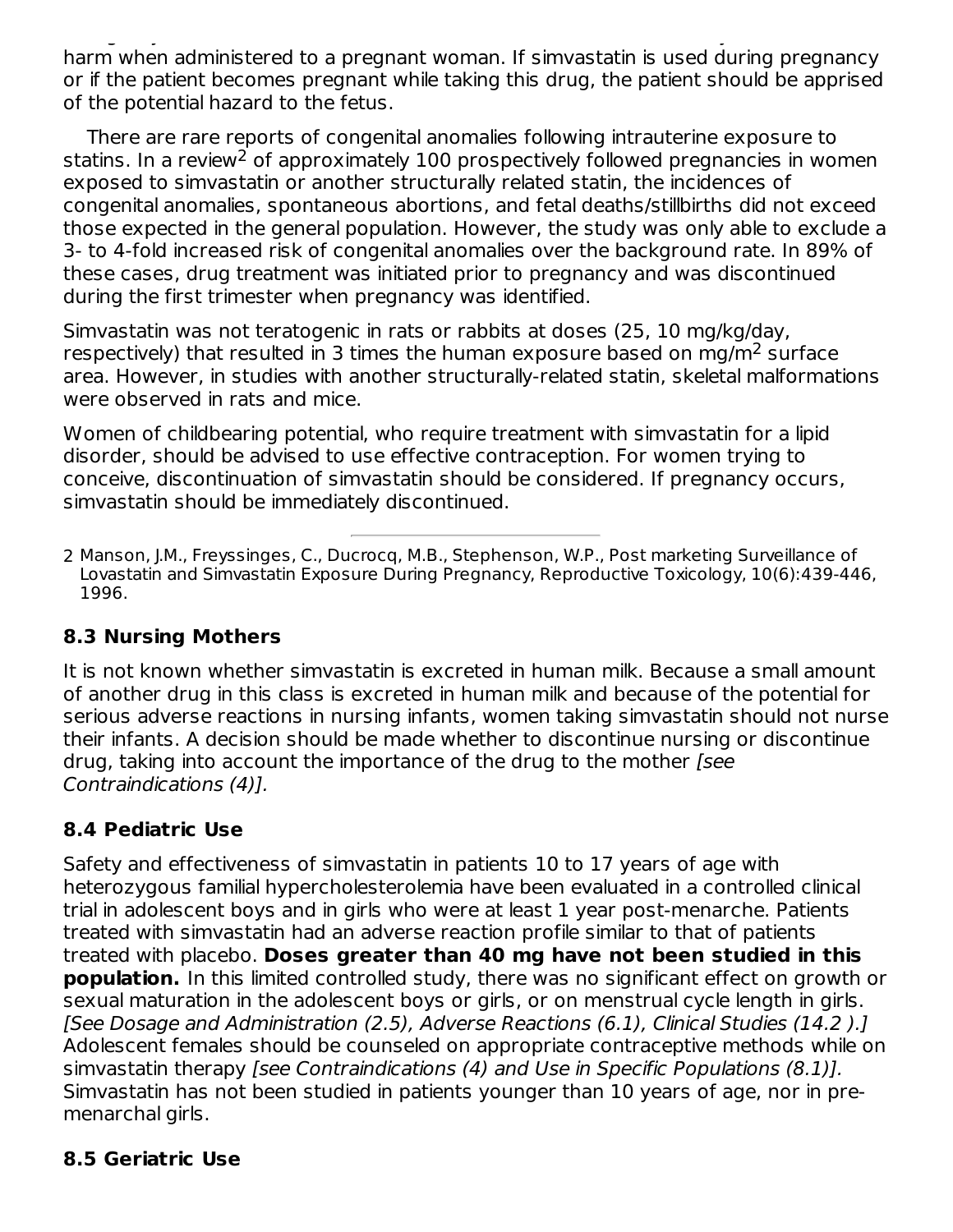harm when administered to a pregnant woman. If simvastatin is used during pregnancy or if the patient becomes pregnant while taking this drug, the patient should be apprised of the potential hazard to the fetus.

There are rare reports of congenital anomalies following intrauterine exposure to statins. In a review[2] of approximately 100 prospectively followed pregnancies in women exposed to simvastatin or another structurally related statin, the incidences of congenital anomalies, spontaneous abortions, and fetal deaths/stillbirths did not exceed those expected in the general population. However, the study was only able to exclude a 3- to 4-fold increased risk of congenital anomalies over the background rate. In 89% of these cases, drug treatment was initiated prior to pregnancy and was discontinued during the first trimester when pregnancy was identified.

Simvastatin was not teratogenic in rats or rabbits at doses (25, 10 mg/kg/day, respectively) that resulted in 3 times the human exposure based on mg/m$^2$ surface area. However, in studies with another structurally-related statin, skeletal malformations were observed in rats and mice.

Women of childbearing potential, who require treatment with simvastatin for a lipid disorder, should be advised to use effective contraception. For women trying to conceive, discontinuation of simvastatin should be considered. If pregnancy occurs, simvastatin should be immediately discontinued.

---

2 Manson, J.M., Freyssinges, C., Ducrocq, M.B., Stephenson, W.P., Post marketing Surveillance of Lovastatin and Simvastatin Exposure During Pregnancy, Reproductive Toxicology, 10(6):439-446, 1996.

## 8.3 Nursing Mothers

It is not known whether simvastatin is excreted in human milk. Because a small amount of another drug in this class is excreted in human milk and because of the potential for serious adverse reactions in nursing infants, women taking simvastatin should not nurse their infants. A decision should be made whether to discontinue nursing or discontinue drug, taking into account the importance of the drug to the mother *[see Contraindications (4)].*

## 8.4 Pediatric Use

Safety and effectiveness of simvastatin in patients 10 to 17 years of age with heterozygous familial hypercholesterolemia have been evaluated in a controlled clinical trial in adolescent boys and in girls who were at least 1 year post-menarche. Patients treated with simvastatin had an adverse reaction profile similar to that of patients treated with placebo. **Doses greater than 40 mg have not been studied in this population.** In this limited controlled study, there was no significant effect on growth or sexual maturation in the adolescent boys or girls, or on menstrual cycle length in girls. *[See Dosage and Administration (2.5), Adverse Reactions (6.1), Clinical Studies (14.2 ).]* Adolescent females should be counseled on appropriate contraceptive methods while on simvastatin therapy *[see Contraindications (4) and Use in Specific Populations (8.1)].* Simvastatin has not been studied in patients younger than 10 years of age, nor in pre-menarchal girls.

## 8.5 Geriatric Use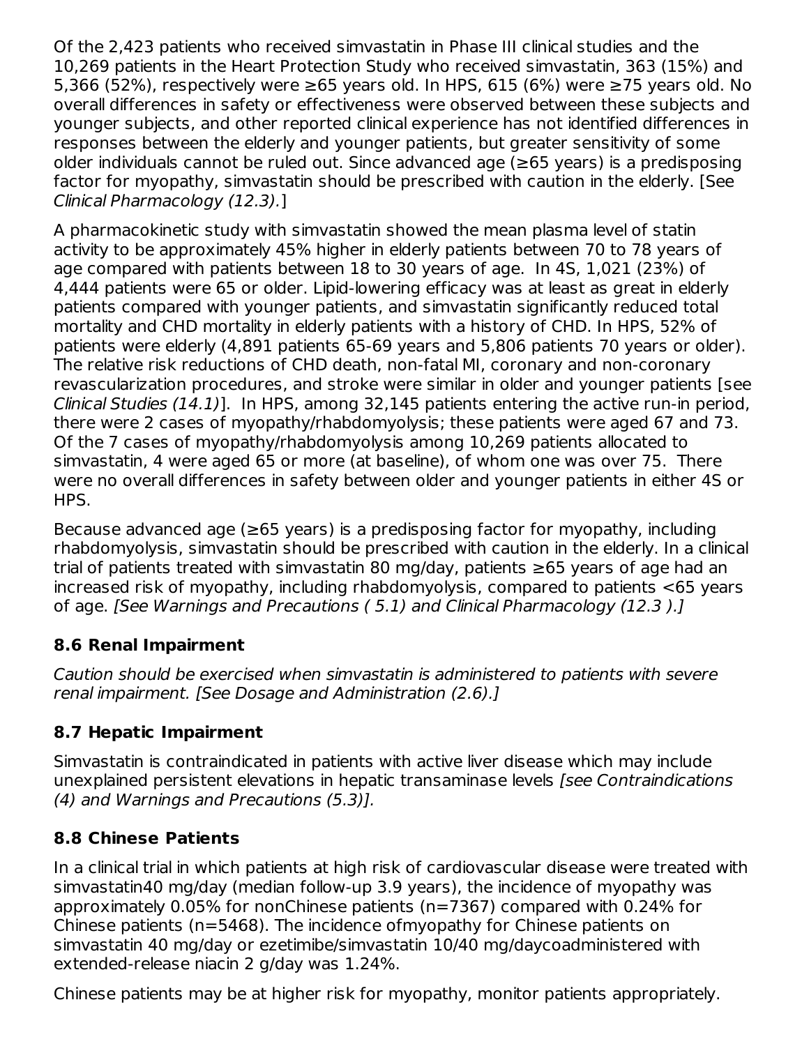Of the 2,423 patients who received simvastatin in Phase III clinical studies and the 10,269 patients in the Heart Protection Study who received simvastatin, 363 (15%) and 5,366 (52%), respectively were ≥65 years old. In HPS, 615 (6%) were ≥75 years old. No overall differences in safety or effectiveness were observed between these subjects and younger subjects, and other reported clinical experience has not identified differences in responses between the elderly and younger patients, but greater sensitivity of some older individuals cannot be ruled out. Since advanced age (≥65 years) is a predisposing factor for myopathy, simvastatin should be prescribed with caution in the elderly. [See *Clinical Pharmacology (12.3).*]

A pharmacokinetic study with simvastatin showed the mean plasma level of statin activity to be approximately 45% higher in elderly patients between 70 to 78 years of age compared with patients between 18 to 30 years of age. In 4S, 1,021 (23%) of 4,444 patients were 65 or older. Lipid-lowering efficacy was at least as great in elderly patients compared with younger patients, and simvastatin significantly reduced total mortality and CHD mortality in elderly patients with a history of CHD. In HPS, 52% of patients were elderly (4,891 patients 65-69 years and 5,806 patients 70 years or older). The relative risk reductions of CHD death, non-fatal MI, coronary and non-coronary revascularization procedures, and stroke were similar in older and younger patients [see *Clinical Studies (14.1)*]. In HPS, among 32,145 patients entering the active run-in period, there were 2 cases of myopathy/rhabdomyolysis; these patients were aged 67 and 73. Of the 7 cases of myopathy/rhabdomyolysis among 10,269 patients allocated to simvastatin, 4 were aged 65 or more (at baseline), of whom one was over 75. There were no overall differences in safety between older and younger patients in either 4S or HPS.

Because advanced age (≥65 years) is a predisposing factor for myopathy, including rhabdomyolysis, simvastatin should be prescribed with caution in the elderly. In a clinical trial of patients treated with simvastatin 80 mg/day, patients ≥65 years of age had an increased risk of myopathy, including rhabdomyolysis, compared to patients <65 years of age. *[See Warnings and Precautions ( 5.1) and Clinical Pharmacology (12.3 ).]*

### 8.6 Renal Impairment

*Caution should be exercised when simvastatin is administered to patients with severe renal impairment. [See Dosage and Administration (2.6).]*

### 8.7 Hepatic Impairment

Simvastatin is contraindicated in patients with active liver disease which may include unexplained persistent elevations in hepatic transaminase levels *[see Contraindications (4) and Warnings and Precautions (5.3)].*

### 8.8 Chinese Patients

In a clinical trial in which patients at high risk of cardiovascular disease were treated with simvastatin40 mg/day (median follow-up 3.9 years), the incidence of myopathy was approximately 0.05% for nonChinese patients (n=7367) compared with 0.24% for Chinese patients (n=5468). The incidence ofmyopathy for Chinese patients on simvastatin 40 mg/day or ezetimibe/simvastatin 10/40 mg/daycoadministered with extended-release niacin 2 g/day was 1.24%.

Chinese patients may be at higher risk for myopathy, monitor patients appropriately.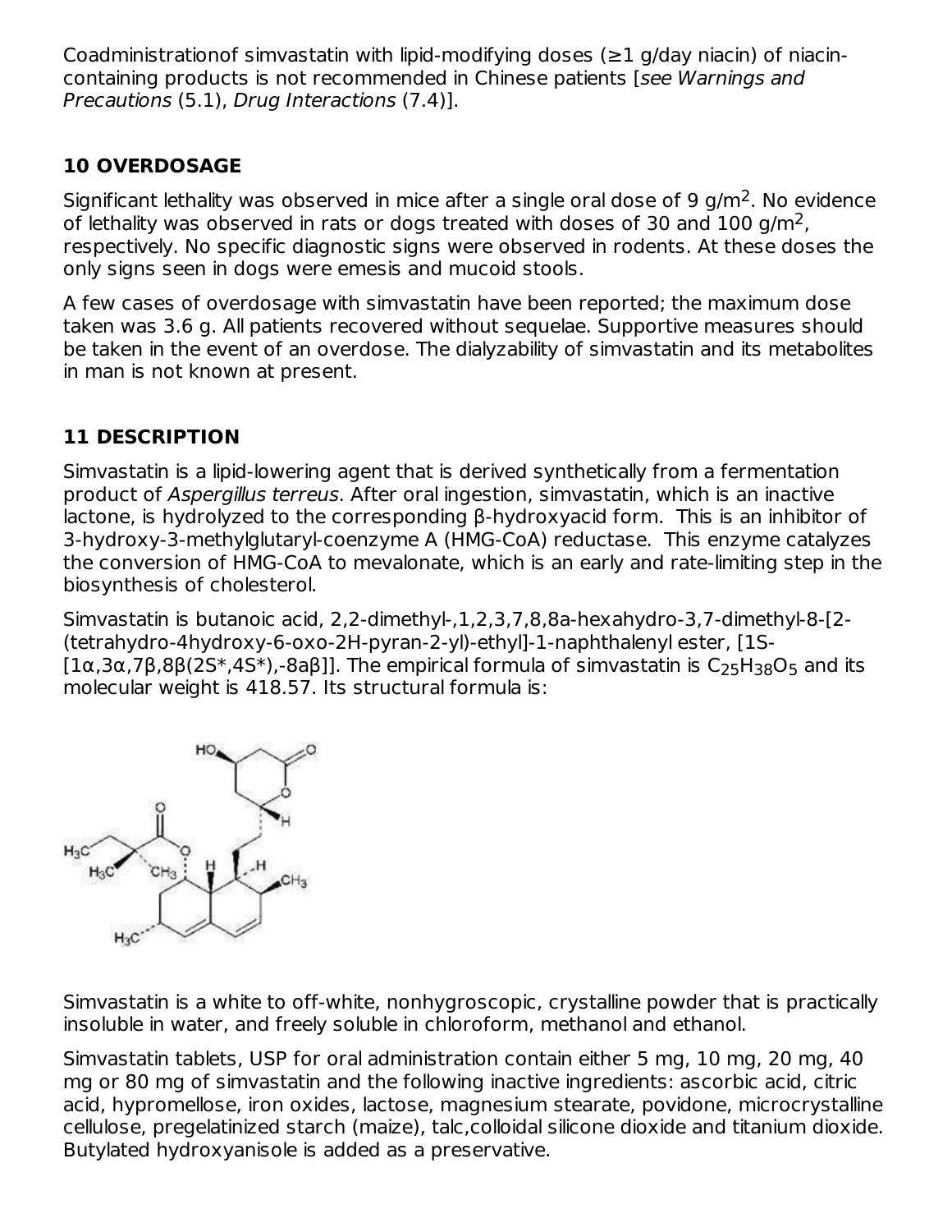Coadministrationof simvastatin with lipid-modifying doses (≥1 g/day niacin) of niacin-containing products is not recommended in Chinese patients [*see Warnings and Precautions* (5.1), *Drug Interactions* (7.4)].

## 10 OVERDOSAGE

Significant lethality was observed in mice after a single oral dose of 9 g/$m^2$. No evidence of lethality was observed in rats or dogs treated with doses of 30 and 100 g/$m^2$, respectively. No specific diagnostic signs were observed in rodents. At these doses the only signs seen in dogs were emesis and mucoid stools.

A few cases of overdosage with simvastatin have been reported; the maximum dose taken was 3.6 g. All patients recovered without sequelae. Supportive measures should be taken in the event of an overdose. The dialyzability of simvastatin and its metabolites in man is not known at present.

## 11 DESCRIPTION

Simvastatin is a lipid-lowering agent that is derived synthetically from a fermentation product of *Aspergillus terreus*. After oral ingestion, simvastatin, which is an inactive lactone, is hydrolyzed to the corresponding β-hydroxyacid form. This is an inhibitor of 3-hydroxy-3-methylglutaryl-coenzyme A (HMG-CoA) reductase. This enzyme catalyzes the conversion of HMG-CoA to mevalonate, which is an early and rate-limiting step in the biosynthesis of cholesterol.

Simvastatin is butanoic acid, 2,2-dimethyl-,1,2,3,7,8,8a-hexahydro-3,7-dimethyl-8-[2-(tetrahydro-4hydroxy-6-oxo-2H-pyran-2-yl)-ethyl]-1-naphthalenyl ester, [1S-[1α,3α,7β,8β(2S*,4S*),-8aβ]]. The empirical formula of simvastatin is $C_{25}H_{38}O_5$ and its molecular weight is 418.57. Its structural formula is:

Simvastatin is a white to off-white, nonhygroscopic, crystalline powder that is practically insoluble in water, and freely soluble in chloroform, methanol and ethanol.

Simvastatin tablets, USP for oral administration contain either 5 mg, 10 mg, 20 mg, 40 mg or 80 mg of simvastatin and the following inactive ingredients: ascorbic acid, citric acid, hypromellose, iron oxides, lactose, magnesium stearate, povidone, microcrystalline cellulose, pregelatinized starch (maize), talc,colloidal silicone dioxide and titanium dioxide. Butylated hydroxyanisole is added as a preservative.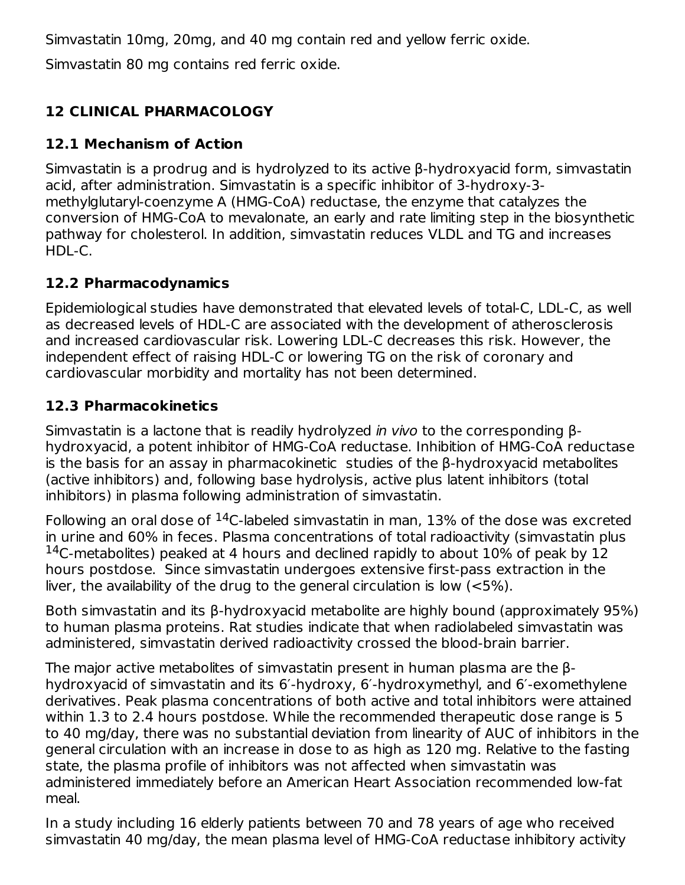Simvastatin 10mg, 20mg, and 40 mg contain red and yellow ferric oxide.

Simvastatin 80 mg contains red ferric oxide.

## 12 CLINICAL PHARMACOLOGY

### 12.1 Mechanism of Action

Simvastatin is a prodrug and is hydrolyzed to its active β-hydroxyacid form, simvastatin acid, after administration. Simvastatin is a specific inhibitor of 3-hydroxy-3-methylglutaryl-coenzyme A (HMG-CoA) reductase, the enzyme that catalyzes the conversion of HMG-CoA to mevalonate, an early and rate limiting step in the biosynthetic pathway for cholesterol. In addition, simvastatin reduces VLDL and TG and increases HDL-C.

### 12.2 Pharmacodynamics

Epidemiological studies have demonstrated that elevated levels of total-C, LDL-C, as well as decreased levels of HDL-C are associated with the development of atherosclerosis and increased cardiovascular risk. Lowering LDL-C decreases this risk. However, the independent effect of raising HDL-C or lowering TG on the risk of coronary and cardiovascular morbidity and mortality has not been determined.

### 12.3 Pharmacokinetics

Simvastatin is a lactone that is readily hydrolyzed *in vivo* to the corresponding β-hydroxyacid, a potent inhibitor of HMG-CoA reductase. Inhibition of HMG-CoA reductase is the basis for an assay in pharmacokinetic studies of the β-hydroxyacid metabolites (active inhibitors) and, following base hydrolysis, active plus latent inhibitors (total inhibitors) in plasma following administration of simvastatin.

Following an oral dose of $^{14}$C-labeled simvastatin in man, 13% of the dose was excreted in urine and 60% in feces. Plasma concentrations of total radioactivity (simvastatin plus $^{14}$C-metabolites) peaked at 4 hours and declined rapidly to about 10% of peak by 12 hours postdose. Since simvastatin undergoes extensive first-pass extraction in the liver, the availability of the drug to the general circulation is low (<5%).

Both simvastatin and its β-hydroxyacid metabolite are highly bound (approximately 95%) to human plasma proteins. Rat studies indicate that when radiolabeled simvastatin was administered, simvastatin derived radioactivity crossed the blood-brain barrier.

The major active metabolites of simvastatin present in human plasma are the β-hydroxyacid of simvastatin and its 6′-hydroxy, 6′-hydroxymethyl, and 6′-exomethylene derivatives. Peak plasma concentrations of both active and total inhibitors were attained within 1.3 to 2.4 hours postdose. While the recommended therapeutic dose range is 5 to 40 mg/day, there was no substantial deviation from linearity of AUC of inhibitors in the general circulation with an increase in dose to as high as 120 mg. Relative to the fasting state, the plasma profile of inhibitors was not affected when simvastatin was administered immediately before an American Heart Association recommended low-fat meal.

In a study including 16 elderly patients between 70 and 78 years of age who received simvastatin 40 mg/day, the mean plasma level of HMG-CoA reductase inhibitory activity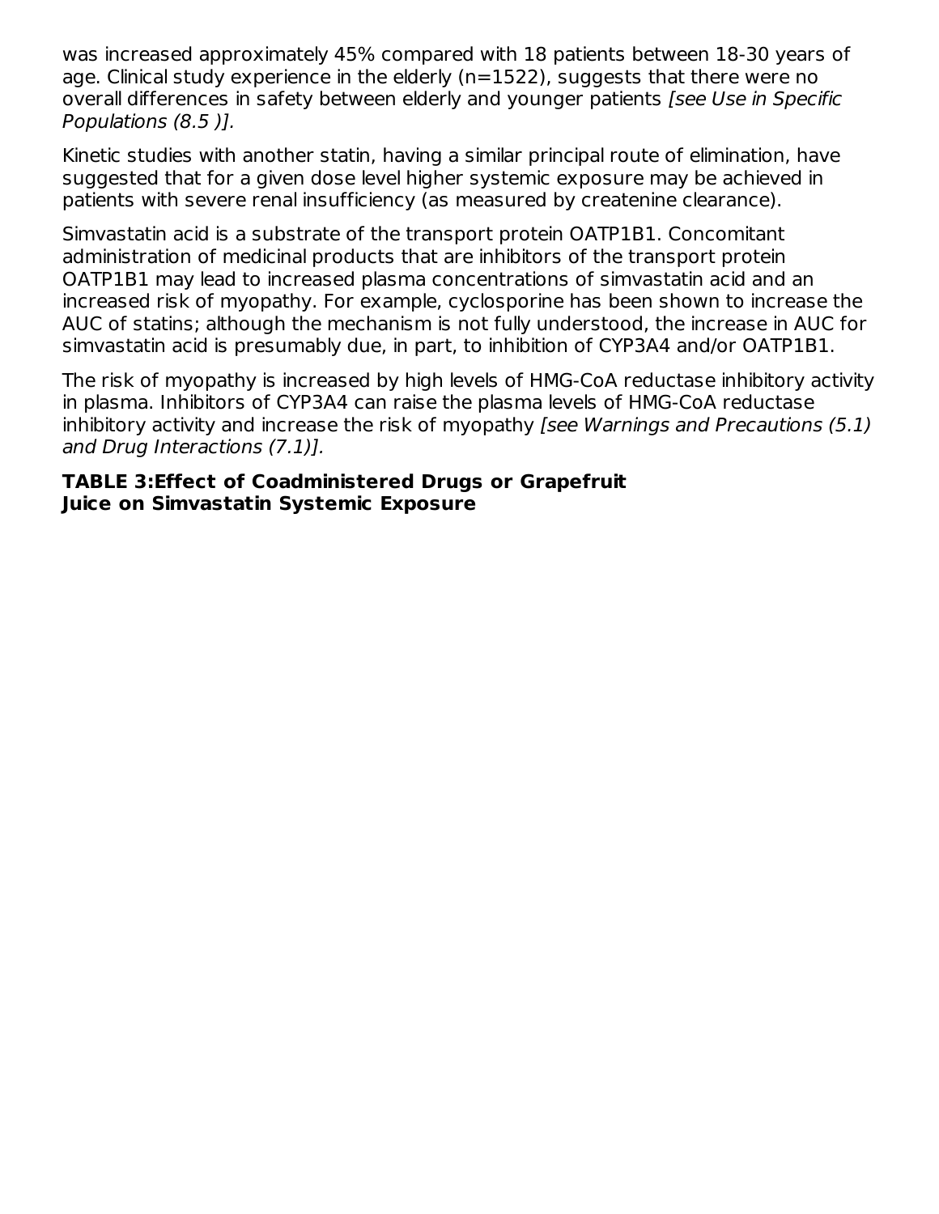was increased approximately 45% compared with 18 patients between 18-30 years of age. Clinical study experience in the elderly (n=1522), suggests that there were no overall differences in safety between elderly and younger patients *[see Use in Specific Populations (8.5 )].*

Kinetic studies with another statin, having a similar principal route of elimination, have suggested that for a given dose level higher systemic exposure may be achieved in patients with severe renal insufficiency (as measured by createnine clearance).

Simvastatin acid is a substrate of the transport protein OATP1B1. Concomitant administration of medicinal products that are inhibitors of the transport protein OATP1B1 may lead to increased plasma concentrations of simvastatin acid and an increased risk of myopathy. For example, cyclosporine has been shown to increase the AUC of statins; although the mechanism is not fully understood, the increase in AUC for simvastatin acid is presumably due, in part, to inhibition of CYP3A4 and/or OATP1B1.

The risk of myopathy is increased by high levels of HMG-CoA reductase inhibitory activity in plasma. Inhibitors of CYP3A4 can raise the plasma levels of HMG-CoA reductase inhibitory activity and increase the risk of myopathy *[see Warnings and Precautions (5.1) and Drug Interactions (7.1)].*

**TABLE 3:Effect of Coadministered Drugs or Grapefruit Juice on Simvastatin Systemic Exposure**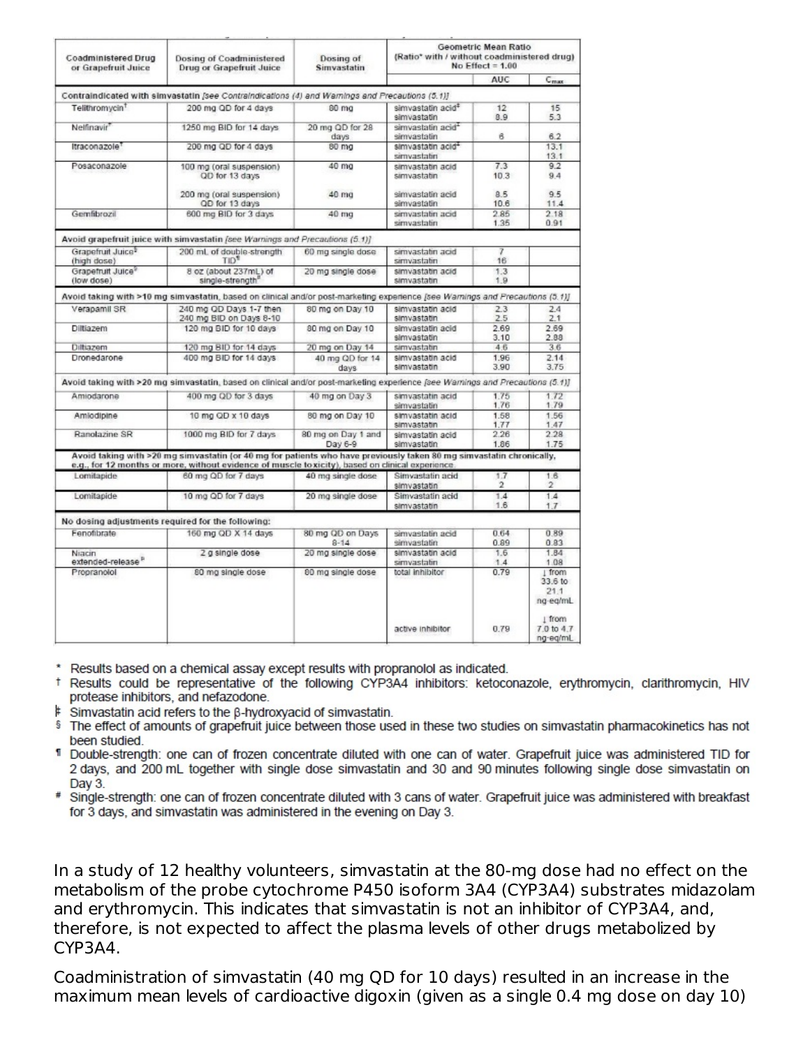| Coadministered Drug or Grapefruit Juice | Dosing of Coadministered Drug or Grapefruit Juice | Dosing of Simvastatin | Geometric Mean Ratio (Ratio* with / without coadministered drug) No Effect = 1.00 | | |
|---|---|---|---|---|---|
| | | | | AUC | $C_{max}$ |
| **Contraindicated with simvastatin** *[see Contraindications (4) and Warnings and Precautions (5.1)]* | | | | | |
| Telithromycin[†] | 200 mg QD for 4 days | 80 mg | simvastatin acid[‡] | 12 | 15 |
| | | | simvastatin | 8.9 | 5.3 |
| Nelfinavir[†] | 1250 mg BID for 14 days | 20 mg QD for 28 days | simvastatin acid[‡] | | |
| | | | simvastatin | 6 | 6.2 |
| Itraconazole[†] | 200 mg QD for 4 days | 80 mg | simvastatin acid[‡] | | 13.1 |
| | | | simvastatin | | 13.1 |
| Posaconazole | 100 mg (oral suspension) QD for 13 days | 40 mg | simvastatin acid | 7.3 | 9.2 |
| | | | simvastatin | 10.3 | 9.4 |
| | 200 mg (oral suspension) QD for 13 days | 40 mg | simvastatin acid | 8.5 | 9.5 |
| | | | simvastatin | 10.6 | 11.4 |
| Gemfibrozil | 600 mg BID for 3 days | 40 mg | simvastatin acid | 2.85 | 2.18 |
| | | | simvastatin | 1.35 | 0.91 |
| **Avoid grapefruit juice with simvastatin** *[see Warnings and Precautions (5.1)]* | | | | | |
| Grapefruit Juice[§] (high dose) | 200 mL of double-strength TID[¶] | 60 mg single dose | simvastatin acid | 7 | |
| | | | simvastatin | 16 | |
| Grapefruit Juice[§] (low dose) | 8 oz (about 237mL) of single-strength[#] | 20 mg single dose | simvastatin acid | 1.3 | |
| | | | simvastatin | 1.9 | |
| **Avoid taking with >10 mg simvastatin, based on clinical and/or post-marketing experience** *[see Warnings and Precautions (5.1)]* | | | | | |
| Verapamil SR | 240 mg QD Days 1-7 then 240 mg BID on Days 8-10 | 80 mg on Day 10 | simvastatin acid | 2.3 | 2.4 |
| | | | simvastatin | 2.5 | 2.1 |
| Diltiazem | 120 mg BID for 10 days | 80 mg on Day 10 | simvastatin acid | 2.69 | 2.69 |
| | | | simvastatin | 3.10 | 2.88 |
| Diltiazem | 120 mg BID for 14 days | 20 mg on Day 14 | simvastatin | 4.6 | 3.6 |
| Dronedarone | 400 mg BID for 14 days | 40 mg QD for 14 days | simvastatin acid | 1.96 | 2.14 |
| | | | simvastatin | 3.90 | 3.75 |
| **Avoid taking with >20 mg simvastatin, based on clinical and/or post-marketing experience** *[see Warnings and Precautions (5.1)]* | | | | | |
| Amiodarone | 400 mg QD for 3 days | 40 mg on Day 3 | simvastatin acid | 1.75 | 1.72 |
| | | | simvastatin | 1.76 | 1.79 |
| Amlodipine | 10 mg QD x 10 days | 80 mg on Day 10 | simvastatin acid | 1.58 | 1.56 |
| | | | simvastatin | 1.77 | 1.47 |
| Ranolazine SR | 1000 mg BID for 7 days | 80 mg on Day 1 and Day 6-9 | simvastatin acid | 2.26 | 2.28 |
| | | | simvastatin | 1.86 | 1.75 |
| **Avoid taking with >20 mg simvastatin (or 40 mg for patients who have previously taken 80 mg simvastatin chronically, e.g., for 12 months or more, without evidence of muscle toxicity), based on clinical experience** | | | | | |
| Lomitapide | 60 mg QD for 7 days | 40 mg single dose | Simvastatin acid | 1.7 | 1.6 |
| | | | simvastatin | 2 | 2 |
| Lomitapide | 10 mg QD for 7 days | 20 mg single dose | Simvastatin acid | 1.4 | 1.4 |
| | | | simvastatin | 1.6 | 1.7 |
| **No dosing adjustments required for the following:** | | | | | |
| Fenofibrate | 160 mg QD X 14 days | 80 mg QD on Days 8-14 | simvastatin acid | 0.64 | 0.89 |
| | | | simvastatin | 0.89 | 0.83 |
| Niacin extended-release[ß] | 2 g single dose | 20 mg single dose | simvastatin acid | 1.6 | 1.84 |
| | | | simvastatin | 1.4 | 1.08 |
| Propranolol | 80 mg single dose | 80 mg single dose | total inhibitor | 0.79 | ↓ from 33.6 to 21.1 ng·eq/mL |
| | | | active inhibitor | 0.79 | ↓ from 7.0 to 4.7 ng·eq/mL |

\* Results based on a chemical assay except results with propranolol as indicated.

† Results could be representative of the following CYP3A4 inhibitors: ketoconazole, erythromycin, clarithromycin, HIV protease inhibitors, and nefazodone.

‡ Simvastatin acid refers to the β-hydroxyacid of simvastatin.

§ The effect of amounts of grapefruit juice between those used in these two studies on simvastatin pharmacokinetics has not been studied.

¶ Double-strength: one can of frozen concentrate diluted with one can of water. Grapefruit juice was administered TID for 2 days, and 200 mL together with single dose simvastatin and 30 and 90 minutes following single dose simvastatin on Day 3.

\# Single-strength: one can of frozen concentrate diluted with 3 cans of water. Grapefruit juice was administered with breakfast for 3 days, and simvastatin was administered in the evening on Day 3.

In a study of 12 healthy volunteers, simvastatin at the 80-mg dose had no effect on the metabolism of the probe cytochrome P450 isoform 3A4 (CYP3A4) substrates midazolam and erythromycin. This indicates that simvastatin is not an inhibitor of CYP3A4, and, therefore, is not expected to affect the plasma levels of other drugs metabolized by CYP3A4.

Coadministration of simvastatin (40 mg QD for 10 days) resulted in an increase in the maximum mean levels of cardioactive digoxin (given as a single 0.4 mg dose on day 10)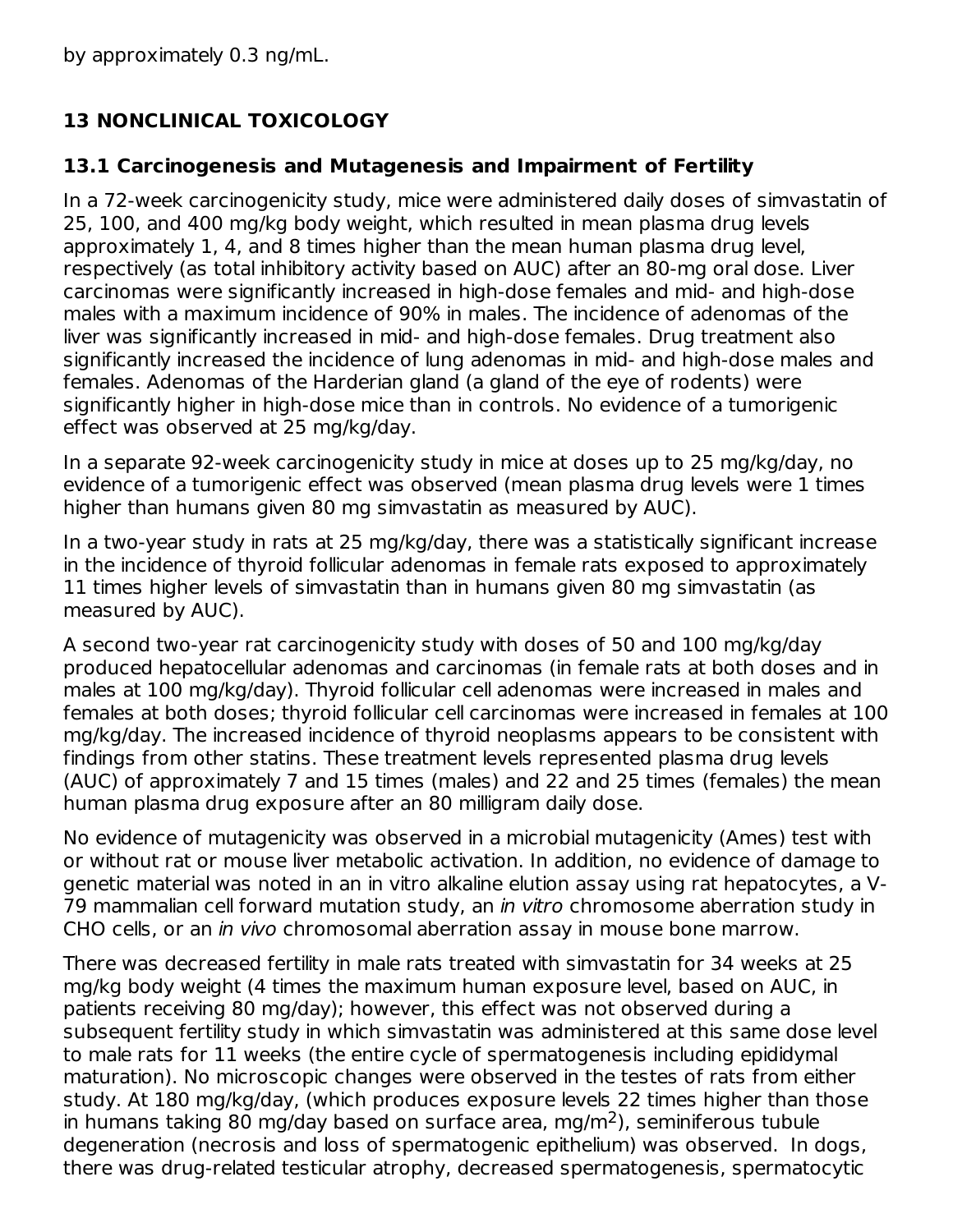by approximately 0.3 ng/mL.

## 13 NONCLINICAL TOXICOLOGY

### 13.1 Carcinogenesis and Mutagenesis and Impairment of Fertility

In a 72-week carcinogenicity study, mice were administered daily doses of simvastatin of 25, 100, and 400 mg/kg body weight, which resulted in mean plasma drug levels approximately 1, 4, and 8 times higher than the mean human plasma drug level, respectively (as total inhibitory activity based on AUC) after an 80-mg oral dose. Liver carcinomas were significantly increased in high-dose females and mid- and high-dose males with a maximum incidence of 90% in males. The incidence of adenomas of the liver was significantly increased in mid- and high-dose females. Drug treatment also significantly increased the incidence of lung adenomas in mid- and high-dose males and females. Adenomas of the Harderian gland (a gland of the eye of rodents) were significantly higher in high-dose mice than in controls. No evidence of a tumorigenic effect was observed at 25 mg/kg/day.

In a separate 92-week carcinogenicity study in mice at doses up to 25 mg/kg/day, no evidence of a tumorigenic effect was observed (mean plasma drug levels were 1 times higher than humans given 80 mg simvastatin as measured by AUC).

In a two-year study in rats at 25 mg/kg/day, there was a statistically significant increase in the incidence of thyroid follicular adenomas in female rats exposed to approximately 11 times higher levels of simvastatin than in humans given 80 mg simvastatin (as measured by AUC).

A second two-year rat carcinogenicity study with doses of 50 and 100 mg/kg/day produced hepatocellular adenomas and carcinomas (in female rats at both doses and in males at 100 mg/kg/day). Thyroid follicular cell adenomas were increased in males and females at both doses; thyroid follicular cell carcinomas were increased in females at 100 mg/kg/day. The increased incidence of thyroid neoplasms appears to be consistent with findings from other statins. These treatment levels represented plasma drug levels (AUC) of approximately 7 and 15 times (males) and 22 and 25 times (females) the mean human plasma drug exposure after an 80 milligram daily dose.

No evidence of mutagenicity was observed in a microbial mutagenicity (Ames) test with or without rat or mouse liver metabolic activation. In addition, no evidence of damage to genetic material was noted in an in vitro alkaline elution assay using rat hepatocytes, a V-79 mammalian cell forward mutation study, an *in vitro* chromosome aberration study in CHO cells, or an *in vivo* chromosomal aberration assay in mouse bone marrow.

There was decreased fertility in male rats treated with simvastatin for 34 weeks at 25 mg/kg body weight (4 times the maximum human exposure level, based on AUC, in patients receiving 80 mg/day); however, this effect was not observed during a subsequent fertility study in which simvastatin was administered at this same dose level to male rats for 11 weeks (the entire cycle of spermatogenesis including epididymal maturation). No microscopic changes were observed in the testes of rats from either study. At 180 mg/kg/day, (which produces exposure levels 22 times higher than those in humans taking 80 mg/day based on surface area, mg/m$^2$), seminiferous tubule degeneration (necrosis and loss of spermatogenic epithelium) was observed. In dogs, there was drug-related testicular atrophy, decreased spermatogenesis, spermatocytic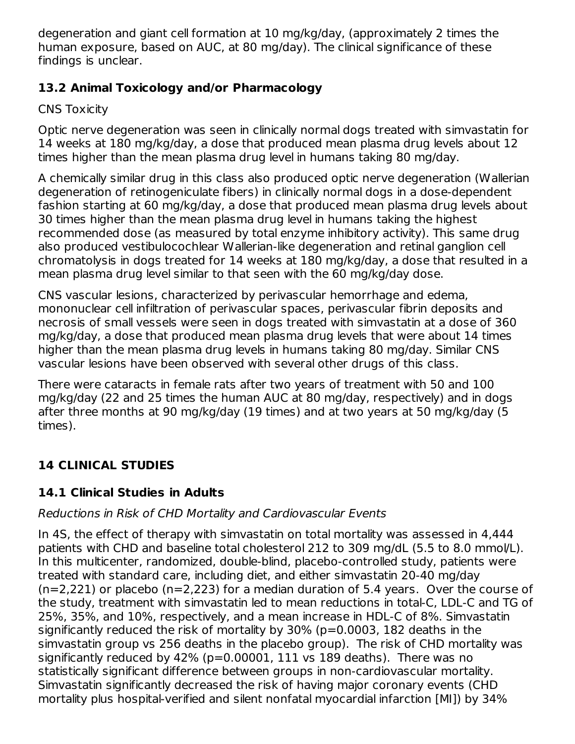degeneration and giant cell formation at 10 mg/kg/day, (approximately 2 times the human exposure, based on AUC, at 80 mg/day). The clinical significance of these findings is unclear.

### 13.2 Animal Toxicology and/or Pharmacology

CNS Toxicity

Optic nerve degeneration was seen in clinically normal dogs treated with simvastatin for 14 weeks at 180 mg/kg/day, a dose that produced mean plasma drug levels about 12 times higher than the mean plasma drug level in humans taking 80 mg/day.

A chemically similar drug in this class also produced optic nerve degeneration (Wallerian degeneration of retinogeniculate fibers) in clinically normal dogs in a dose-dependent fashion starting at 60 mg/kg/day, a dose that produced mean plasma drug levels about 30 times higher than the mean plasma drug level in humans taking the highest recommended dose (as measured by total enzyme inhibitory activity). This same drug also produced vestibulocochlear Wallerian-like degeneration and retinal ganglion cell chromatolysis in dogs treated for 14 weeks at 180 mg/kg/day, a dose that resulted in a mean plasma drug level similar to that seen with the 60 mg/kg/day dose.

CNS vascular lesions, characterized by perivascular hemorrhage and edema, mononuclear cell infiltration of perivascular spaces, perivascular fibrin deposits and necrosis of small vessels were seen in dogs treated with simvastatin at a dose of 360 mg/kg/day, a dose that produced mean plasma drug levels that were about 14 times higher than the mean plasma drug levels in humans taking 80 mg/day. Similar CNS vascular lesions have been observed with several other drugs of this class.

There were cataracts in female rats after two years of treatment with 50 and 100 mg/kg/day (22 and 25 times the human AUC at 80 mg/day, respectively) and in dogs after three months at 90 mg/kg/day (19 times) and at two years at 50 mg/kg/day (5 times).

## 14 CLINICAL STUDIES

### 14.1 Clinical Studies in Adults

*Reductions in Risk of CHD Mortality and Cardiovascular Events*

In 4S, the effect of therapy with simvastatin on total mortality was assessed in 4,444 patients with CHD and baseline total cholesterol 212 to 309 mg/dL (5.5 to 8.0 mmol/L). In this multicenter, randomized, double-blind, placebo-controlled study, patients were treated with standard care, including diet, and either simvastatin 20-40 mg/day (n=2,221) or placebo (n=2,223) for a median duration of 5.4 years. Over the course of the study, treatment with simvastatin led to mean reductions in total-C, LDL-C and TG of 25%, 35%, and 10%, respectively, and a mean increase in HDL-C of 8%. Simvastatin significantly reduced the risk of mortality by 30% ($p=0.0003$, 182 deaths in the simvastatin group vs 256 deaths in the placebo group). The risk of CHD mortality was significantly reduced by 42% ($p=0.00001$, 111 vs 189 deaths). There was no statistically significant difference between groups in non-cardiovascular mortality. Simvastatin significantly decreased the risk of having major coronary events (CHD mortality plus hospital-verified and silent nonfatal myocardial infarction [MI]) by 34%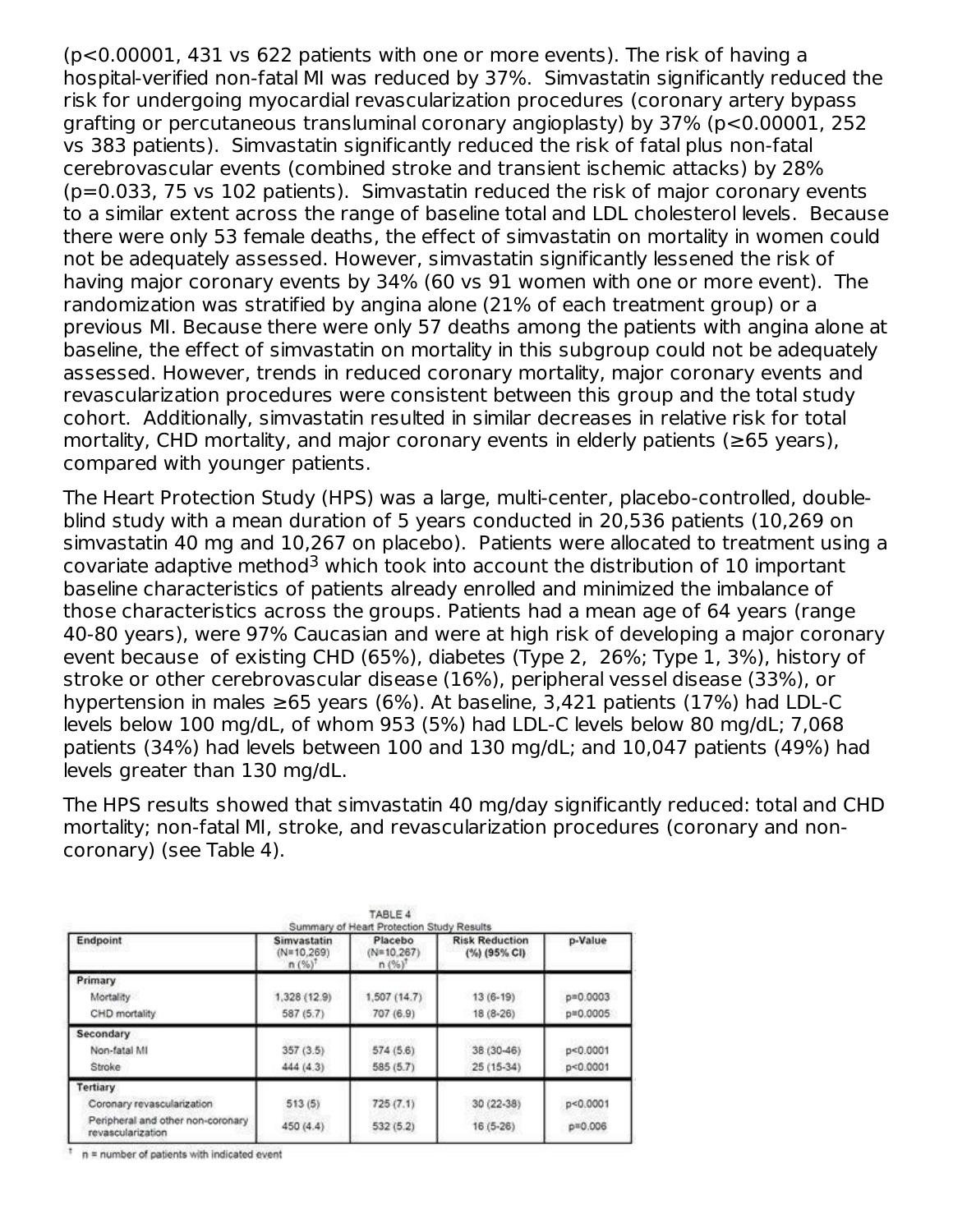(p<0.00001, 431 vs 622 patients with one or more events). The risk of having a hospital-verified non-fatal MI was reduced by 37%. Simvastatin significantly reduced the risk for undergoing myocardial revascularization procedures (coronary artery bypass grafting or percutaneous transluminal coronary angioplasty) by 37% (p<0.00001, 252 vs 383 patients). Simvastatin significantly reduced the risk of fatal plus non-fatal cerebrovascular events (combined stroke and transient ischemic attacks) by 28% (p=0.033, 75 vs 102 patients). Simvastatin reduced the risk of major coronary events to a similar extent across the range of baseline total and LDL cholesterol levels. Because there were only 53 female deaths, the effect of simvastatin on mortality in women could not be adequately assessed. However, simvastatin significantly lessened the risk of having major coronary events by 34% (60 vs 91 women with one or more event). The randomization was stratified by angina alone (21% of each treatment group) or a previous MI. Because there were only 57 deaths among the patients with angina alone at baseline, the effect of simvastatin on mortality in this subgroup could not be adequately assessed. However, trends in reduced coronary mortality, major coronary events and revascularization procedures were consistent between this group and the total study cohort. Additionally, simvastatin resulted in similar decreases in relative risk for total mortality, CHD mortality, and major coronary events in elderly patients (≥65 years), compared with younger patients.

The Heart Protection Study (HPS) was a large, multi-center, placebo-controlled, double-blind study with a mean duration of 5 years conducted in 20,536 patients (10,269 on simvastatin 40 mg and 10,267 on placebo). Patients were allocated to treatment using a covariate adaptive method[3] which took into account the distribution of 10 important baseline characteristics of patients already enrolled and minimized the imbalance of those characteristics across the groups. Patients had a mean age of 64 years (range 40-80 years), were 97% Caucasian and were at high risk of developing a major coronary event because of existing CHD (65%), diabetes (Type 2, 26%; Type 1, 3%), history of stroke or other cerebrovascular disease (16%), peripheral vessel disease (33%), or hypertension in males ≥65 years (6%). At baseline, 3,421 patients (17%) had LDL-C levels below 100 mg/dL, of whom 953 (5%) had LDL-C levels below 80 mg/dL; 7,068 patients (34%) had levels between 100 and 130 mg/dL; and 10,047 patients (49%) had levels greater than 130 mg/dL.

The HPS results showed that simvastatin 40 mg/day significantly reduced: total and CHD mortality; non-fatal MI, stroke, and revascularization procedures (coronary and non-coronary) (see Table 4).

TABLE 4
Summary of Heart Protection Study Results

| Endpoint | Simvastatin (N=10,269) n (%)[†] | Placebo (N=10,267) n (%)[†] | Risk Reduction (%) (95% CI) | p-Value |
|---|---|---|---|---|
| **Primary** | | | | |
| Mortality | 1,328 (12.9) | 1,507 (14.7) | 13 (6-19) | p=0.0003 |
| CHD mortality | 587 (5.7) | 707 (6.9) | 18 (8-26) | p=0.0005 |
| **Secondary** | | | | |
| Non-fatal MI | 357 (3.5) | 574 (5.6) | 38 (30-46) | p<0.0001 |
| Stroke | 444 (4.3) | 585 (5.7) | 25 (15-34) | p<0.0001 |
| **Tertiary** | | | | |
| Coronary revascularization | 513 (5) | 725 (7.1) | 30 (22-38) | p<0.0001 |
| Peripheral and other non-coronary revascularization | 450 (4.4) | 532 (5.2) | 16 (5-26) | p=0.006 |

[†] n = number of patients with indicated event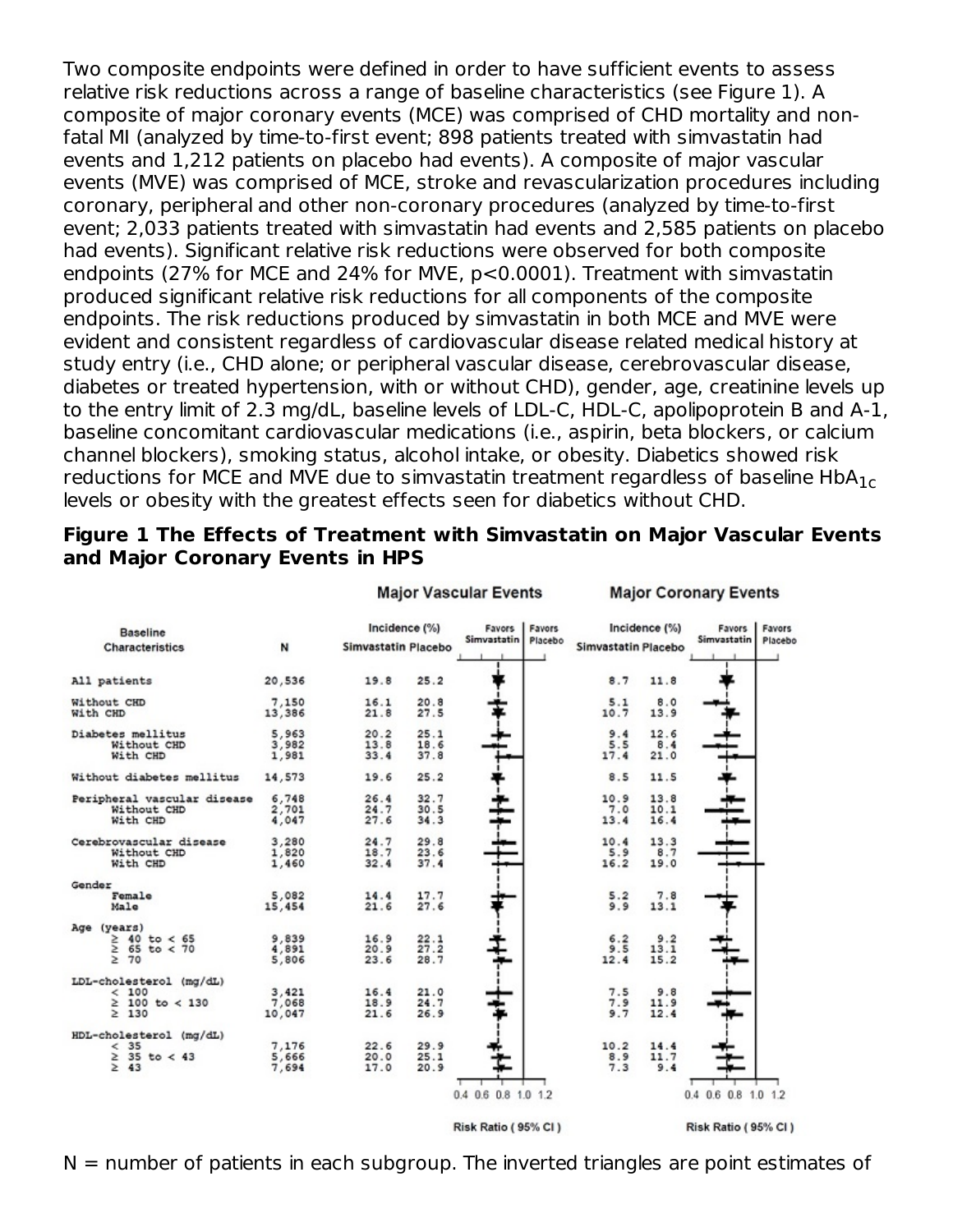Two composite endpoints were defined in order to have sufficient events to assess relative risk reductions across a range of baseline characteristics (see Figure 1). A composite of major coronary events (MCE) was comprised of CHD mortality and non-fatal MI (analyzed by time-to-first event; 898 patients treated with simvastatin had events and 1,212 patients on placebo had events). A composite of major vascular events (MVE) was comprised of MCE, stroke and revascularization procedures including coronary, peripheral and other non-coronary procedures (analyzed by time-to-first event; 2,033 patients treated with simvastatin had events and 2,585 patients on placebo had events). Significant relative risk reductions were observed for both composite endpoints (27% for MCE and 24% for MVE, $p<0.0001$). Treatment with simvastatin produced significant relative risk reductions for all components of the composite endpoints. The risk reductions produced by simvastatin in both MCE and MVE were evident and consistent regardless of cardiovascular disease related medical history at study entry (i.e., CHD alone; or peripheral vascular disease, cerebrovascular disease, diabetes or treated hypertension, with or without CHD), gender, age, creatinine levels up to the entry limit of 2.3 mg/dL, baseline levels of LDL-C, HDL-C, apolipoprotein B and A-1, baseline concomitant cardiovascular medications (i.e., aspirin, beta blockers, or calcium channel blockers), smoking status, alcohol intake, or obesity. Diabetics showed risk reductions for MCE and MVE due to simvastatin treatment regardless of baseline $HbA_{1c}$ levels or obesity with the greatest effects seen for diabetics without CHD.

**Figure 1 The Effects of Treatment with Simvastatin on Major Vascular Events and Major Coronary Events in HPS**

Major Vascular Events

Major Coronary Events

Baseline Characteristics | N | Incidence (%) Simvastatin Placebo | Favors Simvastatin | Favors Placebo | Incidence (%) Simvastatin Placebo | Favors Simvastatin | Favors Placebo

All patients 20,536 19.8 25.2 8.7 11.8

Without CHD 7,150 16.1 20.8 5.1 8.0

With CHD 13,386 21.8 27.5 10.7 13.9

Diabetes mellitus 5,963 20.2 25.1 9.4 12.6

Without CHD 3,982 13.8 18.6 5.5 8.4

With CHD 1,981 33.4 37.8 17.4 21.0

Without diabetes mellitus 14,573 19.6 25.2 8.5 11.5

Peripheral vascular disease 6,748 26.4 32.7 10.9 13.8

Without CHD 2,701 24.7 30.5 7.0 10.1

With CHD 4,047 27.6 34.3 13.4 16.4

Cerebrovascular disease 3,280 24.7 29.8 10.4 13.3

Without CHD 1,820 18.7 23.6 5.9 8.7

With CHD 1,460 32.4 37.4 16.2 19.0

Gender

Female 5,082 14.4 17.7 5.2 7.8

Male 15,454 21.6 27.6 9.9 13.1

Age (years)

≥ 40 to < 65 9,839 16.9 22.1 6.2 9.2

≥ 65 to < 70 4,891 20.9 27.2 9.5 13.1

≥ 70 5,806 23.6 28.7 12.4 15.2

LDL-cholesterol (mg/dL)

< 100 3,421 16.4 21.0 7.5 9.8

≥ 100 to < 130 7,068 18.9 24.7 7.9 11.9

≥ 130 10,047 21.6 26.9 9.7 12.4

HDL-cholesterol (mg/dL)

< 35 7,176 22.6 29.9 10.2 14.4

≥ 35 to < 43 5,666 20.0 25.1 8.9 11.7

≥ 43 7,694 17.0 20.9 7.3 9.4

0.4 0.6 0.8 1.0 1.2

Risk Ratio (95% CI)

0.4 0.6 0.8 1.0 1.2

Risk Ratio (95% CI)

N = number of patients in each subgroup. The inverted triangles are point estimates of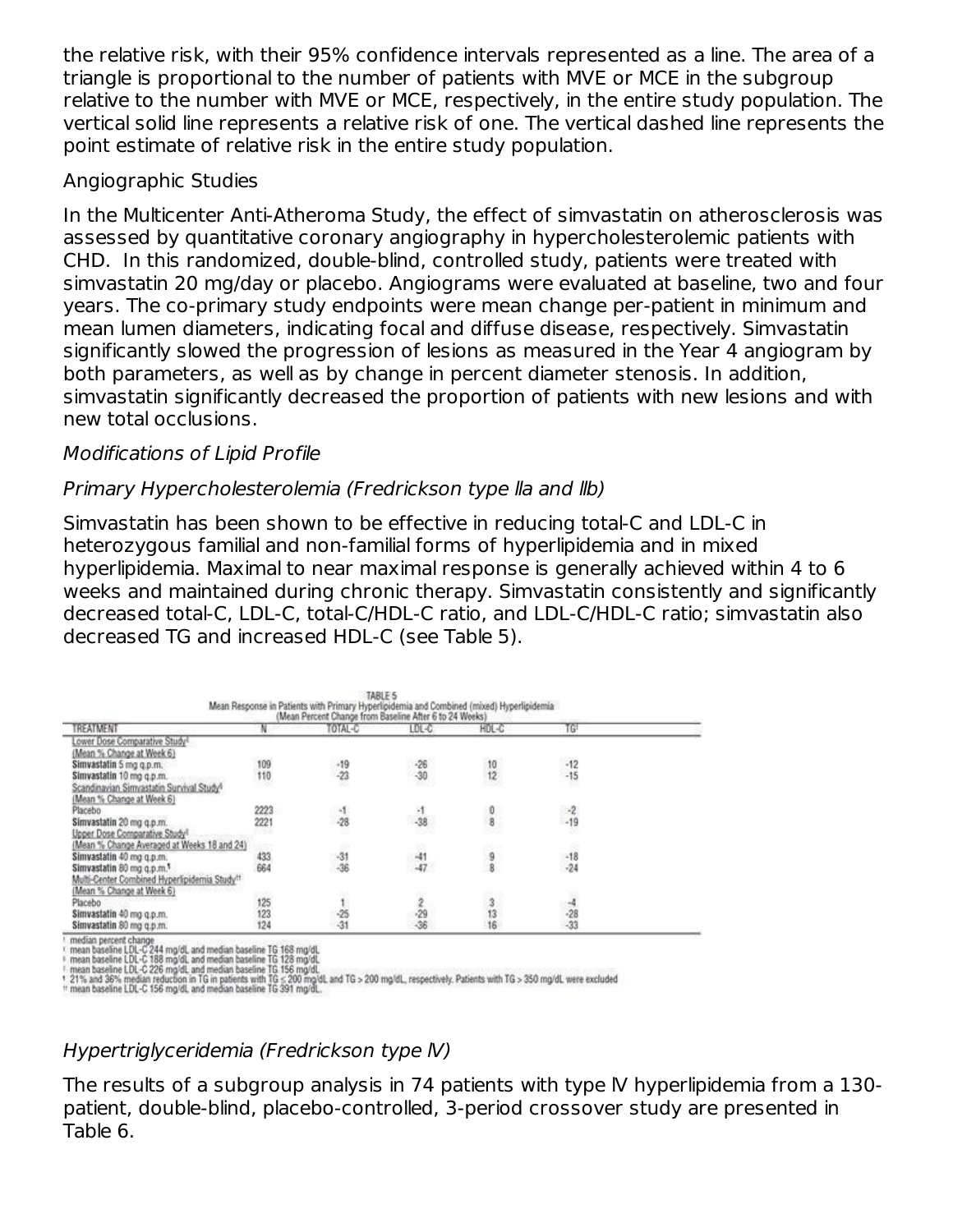the relative risk, with their 95% confidence intervals represented as a line. The area of a triangle is proportional to the number of patients with MVE or MCE in the subgroup relative to the number with MVE or MCE, respectively, in the entire study population. The vertical solid line represents a relative risk of one. The vertical dashed line represents the point estimate of relative risk in the entire study population.

Angiographic Studies

In the Multicenter Anti-Atheroma Study, the effect of simvastatin on atherosclerosis was assessed by quantitative coronary angiography in hypercholesterolemic patients with CHD. In this randomized, double-blind, controlled study, patients were treated with simvastatin 20 mg/day or placebo. Angiograms were evaluated at baseline, two and four years. The co-primary study endpoints were mean change per-patient in minimum and mean lumen diameters, indicating focal and diffuse disease, respectively. Simvastatin significantly slowed the progression of lesions as measured in the Year 4 angiogram by both parameters, as well as by change in percent diameter stenosis. In addition, simvastatin significantly decreased the proportion of patients with new lesions and with new total occlusions.

*Modifications of Lipid Profile*

*Primary Hypercholesterolemia (Fredrickson type IIa and IIb)*

Simvastatin has been shown to be effective in reducing total-C and LDL-C in heterozygous familial and non-familial forms of hyperlipidemia and in mixed hyperlipidemia. Maximal to near maximal response is generally achieved within 4 to 6 weeks and maintained during chronic therapy. Simvastatin consistently and significantly decreased total-C, LDL-C, total-C/HDL-C ratio, and LDL-C/HDL-C ratio; simvastatin also decreased TG and increased HDL-C (see Table 5).

TABLE 5
Mean Response in Patients with Primary Hyperlipidemia and Combined (mixed) Hyperlipidemia
(Mean Percent Change from Baseline After 6 to 24 Weeks)

| TREATMENT | N | TOTAL-C | LDL-C | HDL-C | TG[†] |
|---|---|---|---|---|---|
| Lower Dose Comparative Study[‡] (Mean % Change at Week 6) | | | | | |
| **Simvastatin 5 mg q.p.m.** | 109 | -19 | -26 | 10 | -12 |
| **Simvastatin 10 mg q.p.m.** | 110 | -23 | -30 | 12 | -15 |
| Scandinavian Simvastatin Survival Study[§] (Mean % Change at Week 6) | | | | | |
| Placebo | 2223 | -1 | -1 | 0 | -2 |
| **Simvastatin 20 mg q.p.m.** | 2221 | -28 | -38 | 8 | -19 |
| Upper Dose Comparative Study[‖] (Mean % Change Averaged at Weeks 18 and 24) | | | | | |
| **Simvastatin 40 mg q.p.m.** | 433 | -31 | -41 | 9 | -18 |
| **Simvastatin 80 mg q.p.m.[¶]** | 664 | -36 | -47 | 8 | -24 |
| Multi-Center Combined Hyperlipidemia Study[#] (Mean % Change at Week 6) | | | | | |
| Placebo | 125 | 1 | 2 | 3 | -4 |
| **Simvastatin 40 mg q.p.m.** | 123 | -25 | -29 | 13 | -28 |
| **Simvastatin 80 mg q.p.m.** | 124 | -31 | -36 | 16 | -33 |

[†] median percent change
[‡] mean baseline LDL-C 244 mg/dL and median baseline TG 168 mg/dL
[§] mean baseline LDL-C 188 mg/dL and median baseline TG 128 mg/dL
[‖] mean baseline LDL-C 226 mg/dL and median baseline TG 156 mg/dL
[¶] 21% and 36% median reduction in TG in patients with TG ≤ 200 mg/dL and TG > 200 mg/dL, respectively. Patients with TG > 350 mg/dL were excluded
[#] mean baseline LDL-C 156 mg/dL and median baseline TG 391 mg/dL.

*Hypertriglyceridemia (Fredrickson type IV)*

The results of a subgroup analysis in 74 patients with type IV hyperlipidemia from a 130-patient, double-blind, placebo-controlled, 3-period crossover study are presented in Table 6.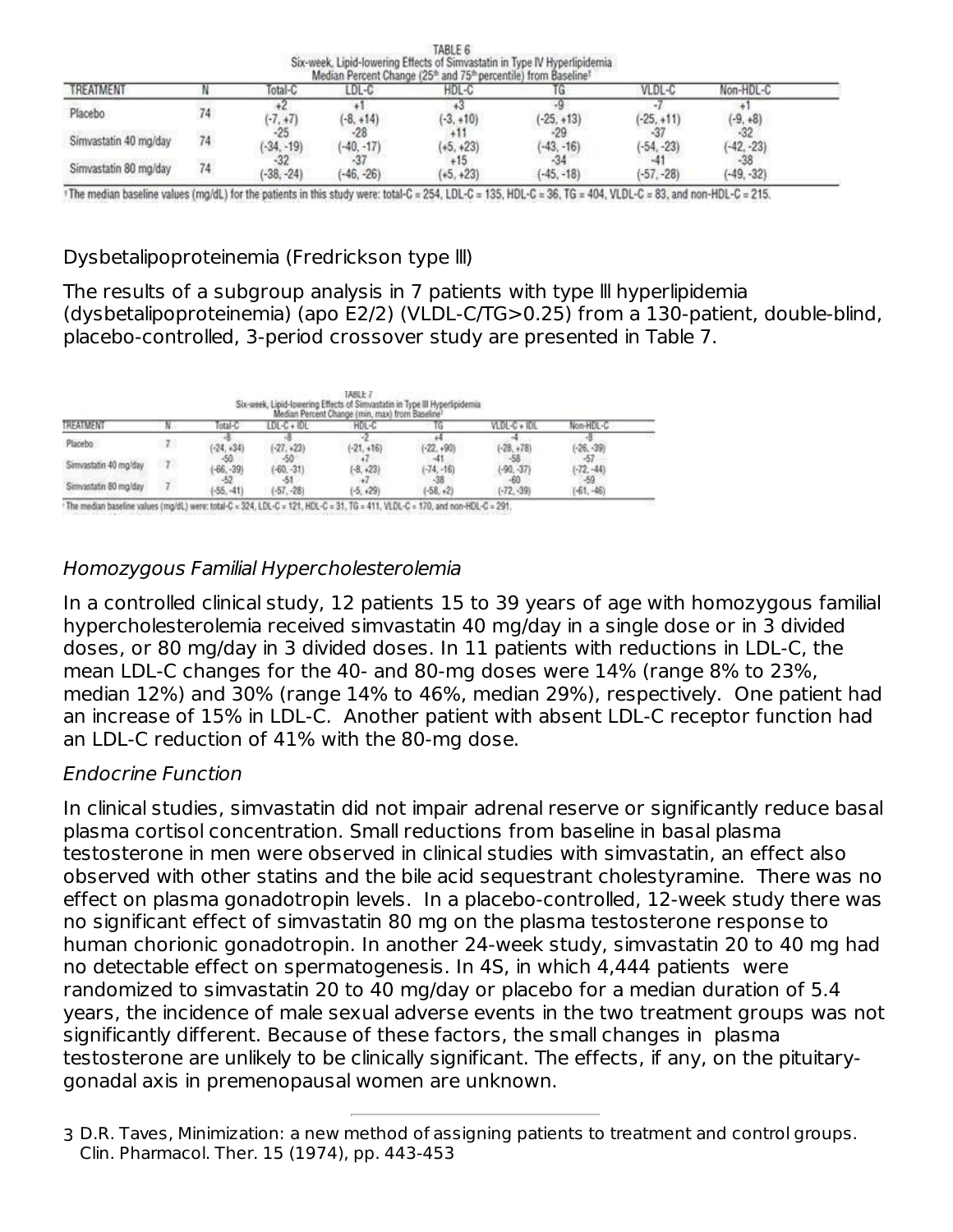TABLE 6

Six-week, Lipid-lowering Effects of Simvastatin in Type IV Hyperlipidemia

Median Percent Change (25th and 75th percentile) from Baseline[†]

| TREATMENT | N | Total-C | LDL-C | HDL-C | TG | VLDL-C | Non-HDL-C |
|---|---|---|---|---|---|---|---|
| Placebo | 74 | +2 (-7, +7) | +1 (-8, +14) | +3 (-3, +10) | -9 (-25, +13) | -7 (-25, +11) | +1 (-9, +8) |
| Simvastatin 40 mg/day | 74 | -25 (-34, -19) | -28 (-40, -17) | +11 (+5, +23) | -29 (-43, -16) | -37 (-54, -23) | -32 (-42, -23) |
| Simvastatin 80 mg/day | 74 | -32 (-38, -24) | -37 (-46, -26) | +15 (+5, +23) | -34 (-45, -18) | -41 (-57, -28) | -38 (-49, -32) |

[†] The median baseline values (mg/dL) for the patients in this study were: total-C = 254, LDL-C = 135, HDL-C = 36, TG = 404, VLDL-C = 83, and non-HDL-C = 215.

Dysbetalipoproteinemia (Fredrickson type III)

The results of a subgroup analysis in 7 patients with type III hyperlipidemia (dysbetalipoproteinemia) (apo E2/2) (VLDL-C/TG>0.25) from a 130-patient, double-blind, placebo-controlled, 3-period crossover study are presented in Table 7.

TABLE 7

Six-week, Lipid-lowering Effects of Simvastatin in Type III Hyperlipidemia

Median Percent Change (min, max) from Baseline[†]

| TREATMENT | N | Total-C | LDL-C + IDL | HDL-C | TG | VLDL-C + IDL | Non-HDL-C |
|---|---|---|---|---|---|---|---|
| Placebo | 7 | -8 (-24, +34) | -8 (-27, +23) | -2 (-21, +16) | +4 (-22, +90) | -4 (-28, +78) | -8 (-26, -39) |
| Simvastatin 40 mg/day | 7 | -50 (-66, -39) | -50 (-60, -31) | +7 (-8, +23) | -41 (-74, -16) | -58 (-90, -37) | -57 (-72, -44) |
| Simvastatin 80 mg/day | 7 | -52 (-55, -41) | -51 (-57, -28) | +7 (-5, +29) | -38 (-58, +2) | -60 (-72, -39) | -59 (-61, -46) |

[†] The median baseline values (mg/dL) were: total-C = 324, LDL-C = 121, HDL-C = 31, TG = 411, VLDL-C = 170, and non-HDL-C = 291.

*Homozygous Familial Hypercholesterolemia*

In a controlled clinical study, 12 patients 15 to 39 years of age with homozygous familial hypercholesterolemia received simvastatin 40 mg/day in a single dose or in 3 divided doses, or 80 mg/day in 3 divided doses. In 11 patients with reductions in LDL-C, the mean LDL-C changes for the 40- and 80-mg doses were 14% (range 8% to 23%, median 12%) and 30% (range 14% to 46%, median 29%), respectively. One patient had an increase of 15% in LDL-C. Another patient with absent LDL-C receptor function had an LDL-C reduction of 41% with the 80-mg dose.

*Endocrine Function*

In clinical studies, simvastatin did not impair adrenal reserve or significantly reduce basal plasma cortisol concentration. Small reductions from baseline in basal plasma testosterone in men were observed in clinical studies with simvastatin, an effect also observed with other statins and the bile acid sequestrant cholestyramine. There was no effect on plasma gonadotropin levels. In a placebo-controlled, 12-week study there was no significant effect of simvastatin 80 mg on the plasma testosterone response to human chorionic gonadotropin. In another 24-week study, simvastatin 20 to 40 mg had no detectable effect on spermatogenesis. In 4S, in which 4,444 patients were randomized to simvastatin 20 to 40 mg/day or placebo for a median duration of 5.4 years, the incidence of male sexual adverse events in the two treatment groups was not significantly different. Because of these factors, the small changes in plasma testosterone are unlikely to be clinically significant. The effects, if any, on the pituitary-gonadal axis in premenopausal women are unknown.

---

[3] D.R. Taves, Minimization: a new method of assigning patients to treatment and control groups. Clin. Pharmacol. Ther. 15 (1974), pp. 443-453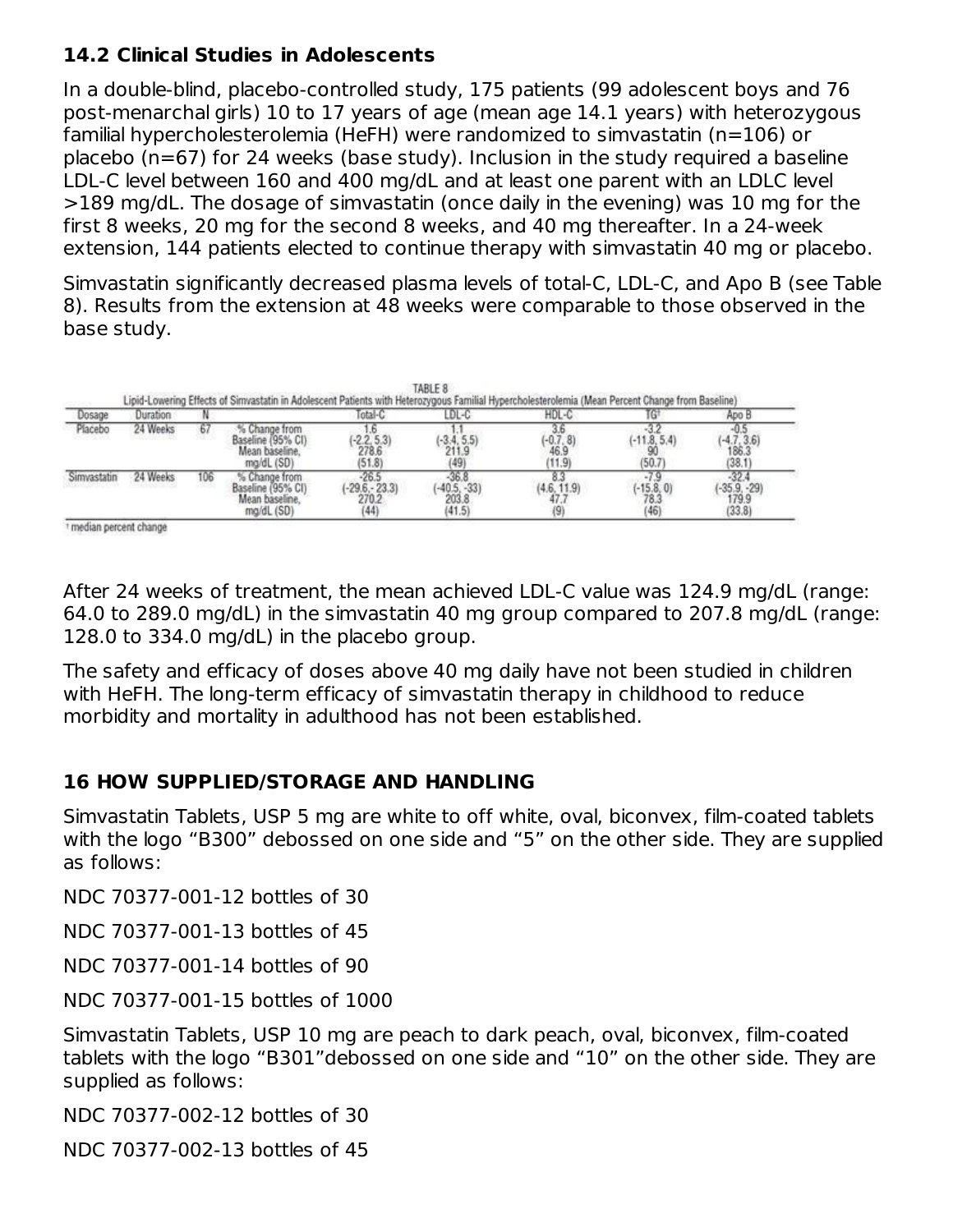### 14.2 Clinical Studies in Adolescents

In a double-blind, placebo-controlled study, 175 patients (99 adolescent boys and 76 post-menarchal girls) 10 to 17 years of age (mean age 14.1 years) with heterozygous familial hypercholesterolemia (HeFH) were randomized to simvastatin (n=106) or placebo (n=67) for 24 weeks (base study). Inclusion in the study required a baseline LDL-C level between 160 and 400 mg/dL and at least one parent with an LDLC level >189 mg/dL. The dosage of simvastatin (once daily in the evening) was 10 mg for the first 8 weeks, 20 mg for the second 8 weeks, and 40 mg thereafter. In a 24-week extension, 144 patients elected to continue therapy with simvastatin 40 mg or placebo.

Simvastatin significantly decreased plasma levels of total-C, LDL-C, and Apo B (see Table 8). Results from the extension at 48 weeks were comparable to those observed in the base study.

TABLE 8

Lipid-Lowering Effects of Simvastatin in Adolescent Patients with Heterozygous Familial Hypercholesterolemia (Mean Percent Change from Baseline)

| Dosage | Duration | N | | Total-C | LDL-C | HDL-C | TG[†] | Apo B |
|---|---|---|---|---|---|---|---|---|
| Placebo | 24 Weeks | 67 | % Change from Baseline (95% CI) | 1.6 (-2.2, 5.3) | 1.1 (-3.4, 5.5) | 3.6 (-0.7, 8) | -3.2 (-11.8, 5.4) | -0.5 (-4.7, 3.6) |
| | | | Mean baseline, mg/dL (SD) | 278.6 (51.8) | 211.9 (49) | 46.9 (11.9) | 90 (50.7) | 186.3 (38.1) |
| Simvastatin | 24 Weeks | 106 | % Change from Baseline (95% CI) | -26.5 (-29.6, -23.3) | -36.8 (-40.5, -33) | 8.3 (4.6, 11.9) | -7.9 (-15.8, 0) | -32.4 (-35.9, -29) |
| | | | Mean baseline, mg/dL (SD) | 270.2 (44) | 203.8 (41.5) | 47.7 (9) | 78.3 (46) | 179.9 (33.8) |

[†] median percent change

After 24 weeks of treatment, the mean achieved LDL-C value was 124.9 mg/dL (range: 64.0 to 289.0 mg/dL) in the simvastatin 40 mg group compared to 207.8 mg/dL (range: 128.0 to 334.0 mg/dL) in the placebo group.

The safety and efficacy of doses above 40 mg daily have not been studied in children with HeFH. The long-term efficacy of simvastatin therapy in childhood to reduce morbidity and mortality in adulthood has not been established.

## 16 HOW SUPPLIED/STORAGE AND HANDLING

Simvastatin Tablets, USP 5 mg are white to off white, oval, biconvex, film-coated tablets with the logo “B300” debossed on one side and “5” on the other side. They are supplied as follows:

NDC 70377-001-12 bottles of 30

NDC 70377-001-13 bottles of 45

NDC 70377-001-14 bottles of 90

NDC 70377-001-15 bottles of 1000

Simvastatin Tablets, USP 10 mg are peach to dark peach, oval, biconvex, film-coated tablets with the logo “B301”debossed on one side and “10” on the other side. They are supplied as follows:

NDC 70377-002-12 bottles of 30

NDC 70377-002-13 bottles of 45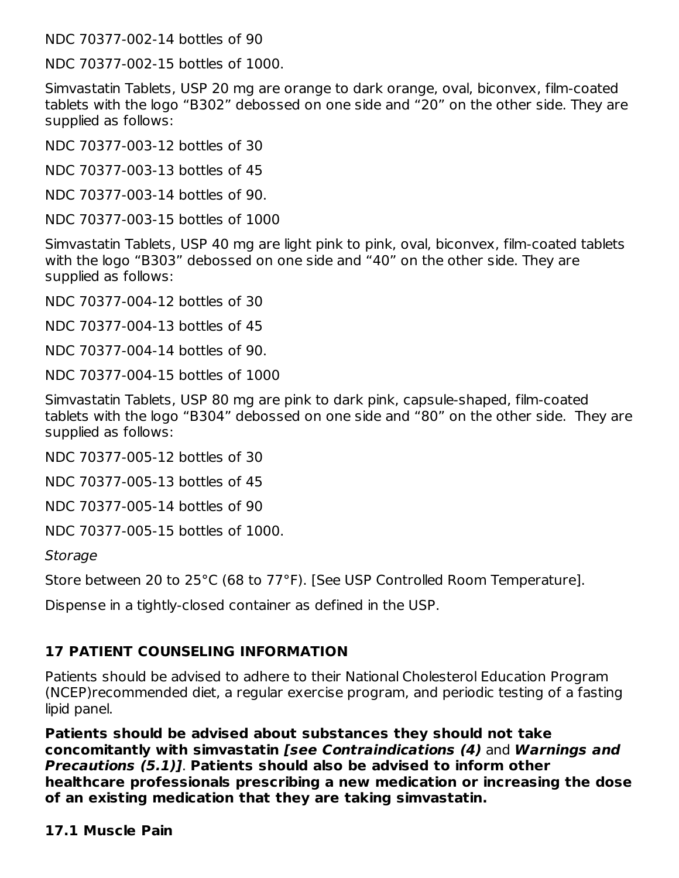NDC 70377-002-14 bottles of 90

NDC 70377-002-15 bottles of 1000.

Simvastatin Tablets, USP 20 mg are orange to dark orange, oval, biconvex, film-coated tablets with the logo “B302” debossed on one side and “20” on the other side. They are supplied as follows:

NDC 70377-003-12 bottles of 30

NDC 70377-003-13 bottles of 45

NDC 70377-003-14 bottles of 90.

NDC 70377-003-15 bottles of 1000

Simvastatin Tablets, USP 40 mg are light pink to pink, oval, biconvex, film-coated tablets with the logo “B303” debossed on one side and “40” on the other side. They are supplied as follows:

NDC 70377-004-12 bottles of 30

NDC 70377-004-13 bottles of 45

NDC 70377-004-14 bottles of 90.

NDC 70377-004-15 bottles of 1000

Simvastatin Tablets, USP 80 mg are pink to dark pink, capsule-shaped, film-coated tablets with the logo “B304” debossed on one side and “80” on the other side. They are supplied as follows:

NDC 70377-005-12 bottles of 30

NDC 70377-005-13 bottles of 45

NDC 70377-005-14 bottles of 90

NDC 70377-005-15 bottles of 1000.

*Storage*

Store between 20 to 25°C (68 to 77°F). [See USP Controlled Room Temperature].

Dispense in a tightly-closed container as defined in the USP.

## 17 PATIENT COUNSELING INFORMATION

Patients should be advised to adhere to their National Cholesterol Education Program (NCEP)recommended diet, a regular exercise program, and periodic testing of a fasting lipid panel.

**Patients should be advised about substances they should not take concomitantly with simvastatin *[see Contraindications (4)* and *Warnings and Precautions (5.1)]*. Patients should also be advised to inform other healthcare professionals prescribing a new medication or increasing the dose of an existing medication that they are taking simvastatin.**

### 17.1 Muscle Pain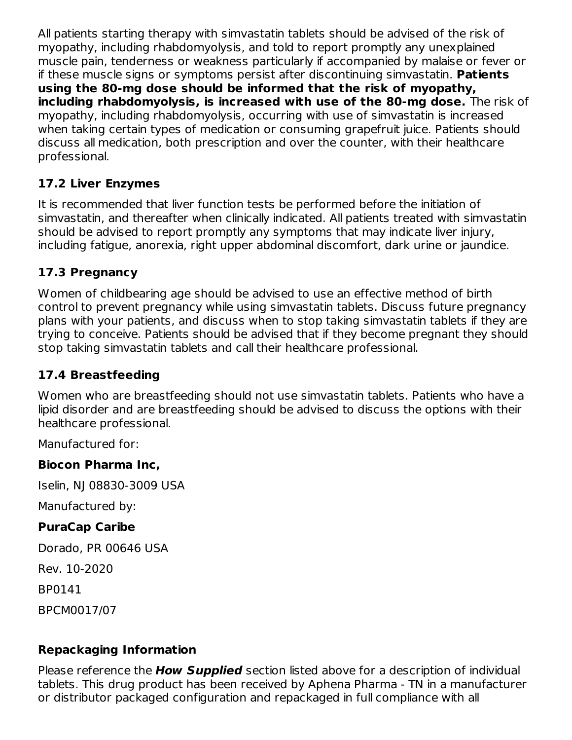All patients starting therapy with simvastatin tablets should be advised of the risk of myopathy, including rhabdomyolysis, and told to report promptly any unexplained muscle pain, tenderness or weakness particularly if accompanied by malaise or fever or if these muscle signs or symptoms persist after discontinuing simvastatin. **Patients using the 80-mg dose should be informed that the risk of myopathy, including rhabdomyolysis, is increased with use of the 80-mg dose.** The risk of myopathy, including rhabdomyolysis, occurring with use of simvastatin is increased when taking certain types of medication or consuming grapefruit juice. Patients should discuss all medication, both prescription and over the counter, with their healthcare professional.

### 17.2 Liver Enzymes

It is recommended that liver function tests be performed before the initiation of simvastatin, and thereafter when clinically indicated. All patients treated with simvastatin should be advised to report promptly any symptoms that may indicate liver injury, including fatigue, anorexia, right upper abdominal discomfort, dark urine or jaundice.

### 17.3 Pregnancy

Women of childbearing age should be advised to use an effective method of birth control to prevent pregnancy while using simvastatin tablets. Discuss future pregnancy plans with your patients, and discuss when to stop taking simvastatin tablets if they are trying to conceive. Patients should be advised that if they become pregnant they should stop taking simvastatin tablets and call their healthcare professional.

### 17.4 Breastfeeding

Women who are breastfeeding should not use simvastatin tablets. Patients who have a lipid disorder and are breastfeeding should be advised to discuss the options with their healthcare professional.

Manufactured for:

**Biocon Pharma Inc,**

Iselin, NJ 08830-3009 USA

Manufactured by:

**PuraCap Caribe**

Dorado, PR 00646 USA

Rev. 10-2020

BP0141

BPCM0017/07

## Repackaging Information

Please reference the ***How Supplied*** section listed above for a description of individual tablets. This drug product has been received by Aphena Pharma - TN in a manufacturer or distributor packaged configuration and repackaged in full compliance with all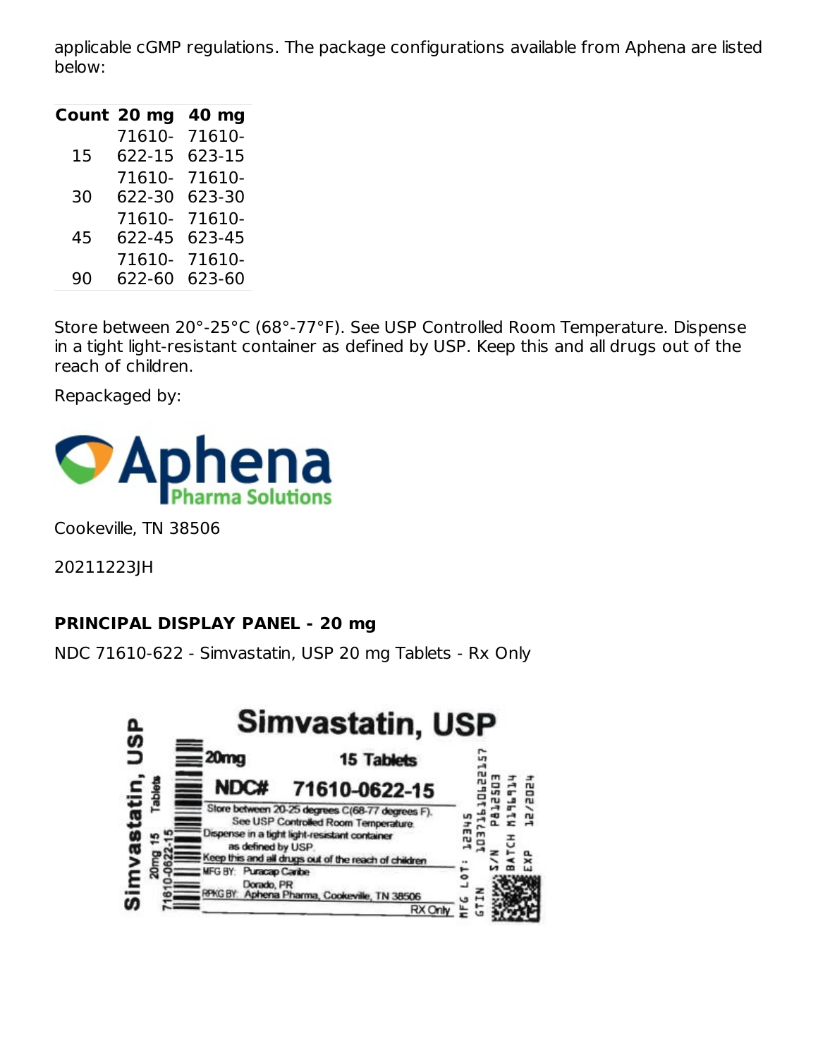applicable cGMP regulations. The package configurations available from Aphena are listed below:

| Count | 20 mg | 40 mg |
|---|---|---|
| 15 | 71610-622-15 | 71610-623-15 |
| 30 | 71610-622-30 | 71610-623-30 |
| 45 | 71610-622-45 | 71610-623-45 |
| 90 | 71610-622-60 | 71610-623-60 |

Store between 20°-25°C (68°-77°F). See USP Controlled Room Temperature. Dispense in a tight light-resistant container as defined by USP. Keep this and all drugs out of the reach of children.

Repackaged by:

Aphena Pharma Solutions

Cookeville, TN 38506

20211223JH

**PRINCIPAL DISPLAY PANEL - 20 mg**

NDC 71610-622 - Simvastatin, USP 20 mg Tablets - Rx Only

Simvastatin, USP

20mg 15 Tablets

NDC# 71610-0622-15

Store between 20-25 degrees C(68-77 degrees F). See USP Controlled Room Temperature. Dispense in a tight light-resistant container as defined by USP. Keep this and all drugs out of the reach of children

MFG BY: Puracap Caribe Dorado, PR

RPKG BY: Aphena Pharma, Cookeville, TN 38506

RX Only

Simvastatin, USP 20mg 15 Tablets 71610-0622-15

MFG LOT: 12345 GTIN 10371610622157 S/N P812503 BATCH M196914 EXP 12/2024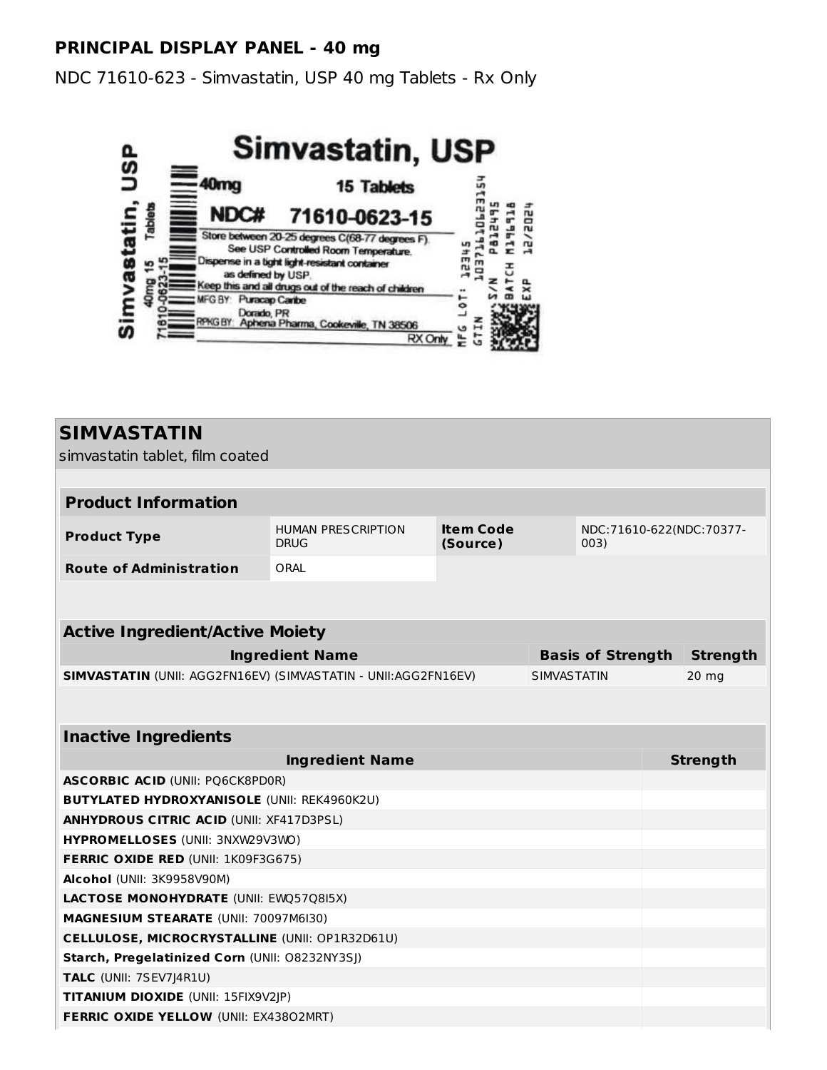## PRINCIPAL DISPLAY PANEL - 40 mg

NDC 71610-623 - Simvastatin, USP 40 mg Tablets - Rx Only

Simvastatin, USP

40mg 15 Tablets

NDC# 71610-0623-15

Store between 20-25 degrees C(68-77 degrees F). See USP Controlled Room Temperature. Dispense in a tight light-resistant container as defined by USP. Keep this and all drugs out of the reach of children

MFG BY: Puracap Caribe Dorado, PR

RPKG BY: Aphena Pharma, Cookeville, TN 38506

RX Only

Simvastatin, USP Tablets 40mg 15 71610-0623-15

MFG LOT: 12345

GTIN 10371610623154

S/N P812495

BATCH M196918

EXP 12/2024

# SIMVASTATIN

simvastatin tablet, film coated

| Product Information | | | |
|---|---|---|---|
| **Product Type** | HUMAN PRESCRIPTION DRUG | **Item Code (Source)** | NDC:71610-622(NDC:70377-003) |
| **Route of Administration** | ORAL | | |

| Active Ingredient/Active Moiety | | |
|---|---|---|
| **Ingredient Name** | **Basis of Strength** | **Strength** |
| **SIMVASTATIN** (UNII: AGG2FN16EV) (SIMVASTATIN - UNII:AGG2FN16EV) | SIMVASTATIN | 20 mg |

| Inactive Ingredients | |
|---|---|
| **Ingredient Name** | **Strength** |
| **ASCORBIC ACID** (UNII: PQ6CK8PD0R) | |
| **BUTYLATED HYDROXYANISOLE** (UNII: REK4960K2U) | |
| **ANHYDROUS CITRIC ACID** (UNII: XF417D3PSL) | |
| **HYPROMELLOSES** (UNII: 3NXW29V3WO) | |
| **FERRIC OXIDE RED** (UNII: 1K09F3G675) | |
| **Alcohol** (UNII: 3K9958V90M) | |
| **LACTOSE MONOHYDRATE** (UNII: EWQ57Q8I5X) | |
| **MAGNESIUM STEARATE** (UNII: 70097M6I30) | |
| **CELLULOSE, MICROCRYSTALLINE** (UNII: OP1R32D61U) | |
| **Starch, Pregelatinized Corn** (UNII: O8232NY3SJ) | |
| **TALC** (UNII: 7SEV7J4R1U) | |
| **TITANIUM DIOXIDE** (UNII: 15FIX9V2JP) | |
| **FERRIC OXIDE YELLOW** (UNII: EX438O2MRT) | |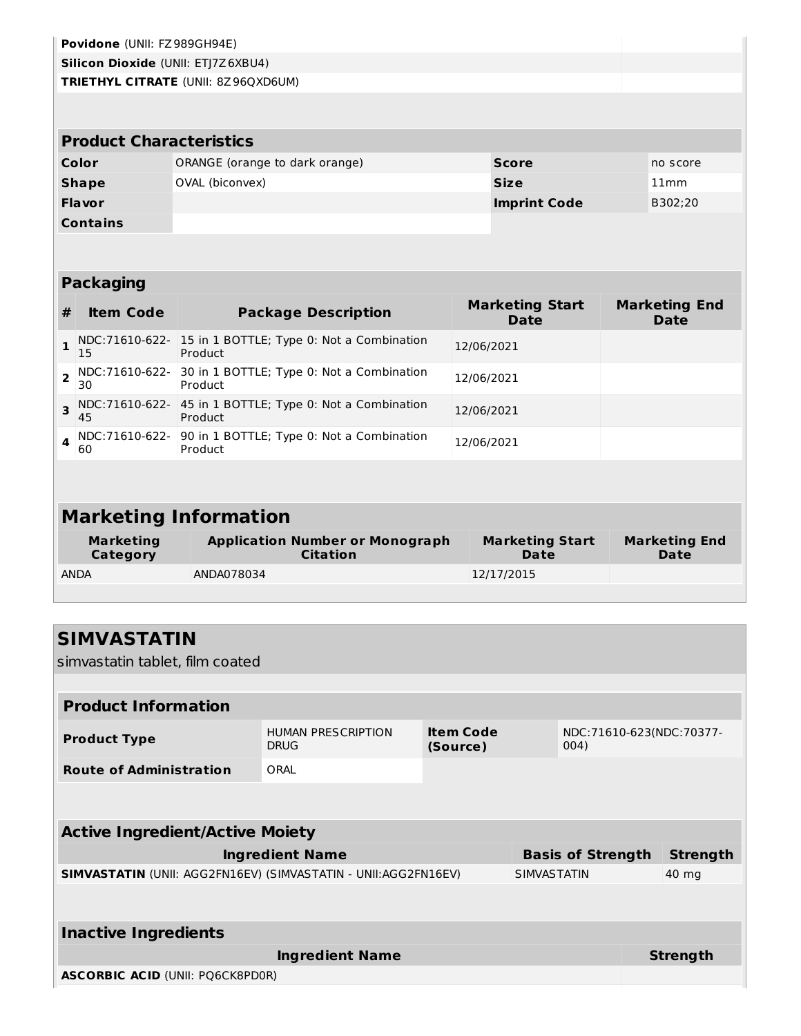| | |
|---|---|
| **Povidone** (UNII: FZ989GH94E) | |
| **Silicon Dioxide** (UNII: ETJ7Z6XBU4) | |
| **TRIETHYL CITRATE** (UNII: 8Z96QXD6UM) | |

| **Product Characteristics** | | | |
|---|---|---|---|
| **Color** | ORANGE (orange to dark orange) | **Score** | no score |
| **Shape** | OVAL (biconvex) | **Size** | 11mm |
| **Flavor** | | **Imprint Code** | B302;20 |
| **Contains** | | | |

**Packaging**

| # | Item Code | Package Description | Marketing Start Date | Marketing End Date |
|---|---|---|---|---|
| 1 | NDC:71610-622-15 | 15 in 1 BOTTLE; Type 0: Not a Combination Product | 12/06/2021 | |
| 2 | NDC:71610-622-30 | 30 in 1 BOTTLE; Type 0: Not a Combination Product | 12/06/2021 | |
| 3 | NDC:71610-622-45 | 45 in 1 BOTTLE; Type 0: Not a Combination Product | 12/06/2021 | |
| 4 | NDC:71610-622-60 | 90 in 1 BOTTLE; Type 0: Not a Combination Product | 12/06/2021 | |

## Marketing Information

| Marketing Category | Application Number or Monograph Citation | Marketing Start Date | Marketing End Date |
|---|---|---|---|
| ANDA | ANDA078034 | 12/17/2015 | |

# SIMVASTATIN

simvastatin tablet, film coated

| **Product Information** | | | |
|---|---|---|---|
| **Product Type** | HUMAN PRESCRIPTION DRUG | **Item Code (Source)** | NDC:71610-623(NDC:70377-004) |
| **Route of Administration** | ORAL | | |

**Active Ingredient/Active Moiety**

| Ingredient Name | Basis of Strength | Strength |
|---|---|---|
| **SIMVASTATIN** (UNII: AGG2FN16EV) (SIMVASTATIN - UNII:AGG2FN16EV) | SIMVASTATIN | 40 mg |

**Inactive Ingredients**

| Ingredient Name | Strength |
|---|---|
| **ASCORBIC ACID** (UNII: PQ6CK8PD0R) | |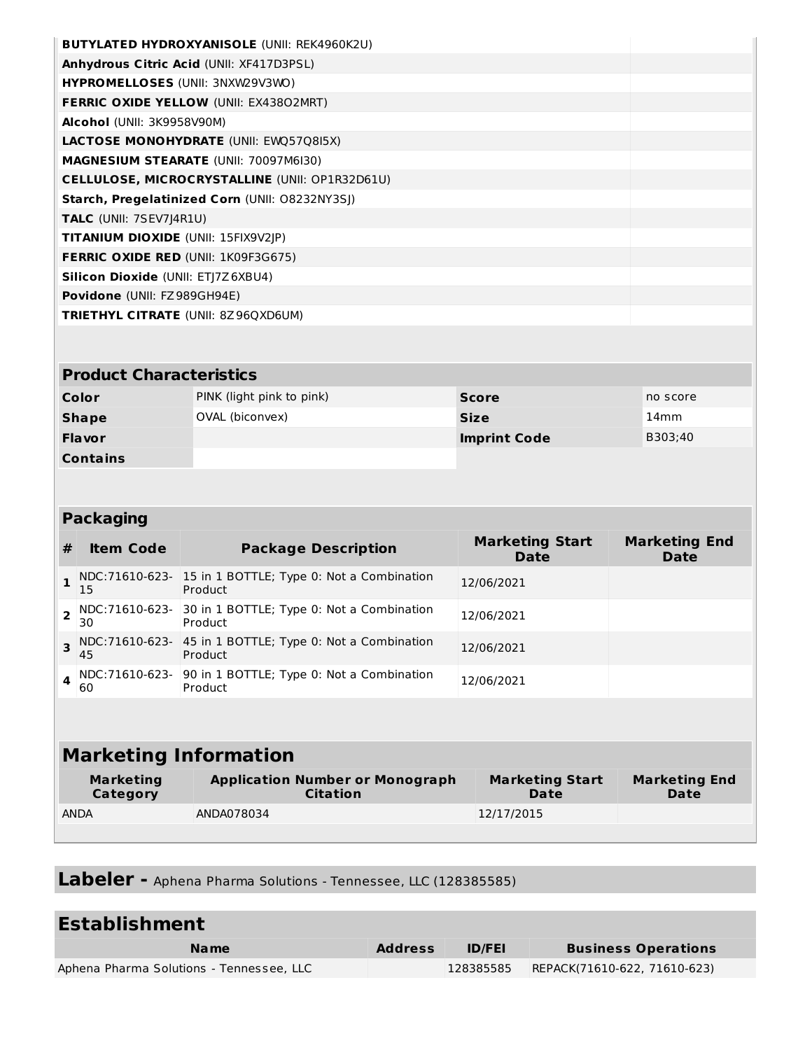| | |
|---|---|
| **BUTYLATED HYDROXYANISOLE** (UNII: REK4960K2U) | |
| **Anhydrous Citric Acid** (UNII: XF417D3PSL) | |
| **HYPROMELLOSES** (UNII: 3NXW29V3WO) | |
| **FERRIC OXIDE YELLOW** (UNII: EX438O2MRT) | |
| **Alcohol** (UNII: 3K9958V90M) | |
| **LACTOSE MONOHYDRATE** (UNII: EWQ57Q8I5X) | |
| **MAGNESIUM STEARATE** (UNII: 70097M6I30) | |
| **CELLULOSE, MICROCRYSTALLINE** (UNII: OP1R32D61U) | |
| **Starch, Pregelatinized Corn** (UNII: O8232NY3SJ) | |
| **TALC** (UNII: 7SEV7J4R1U) | |
| **TITANIUM DIOXIDE** (UNII: 15FIX9V2JP) | |
| **FERRIC OXIDE RED** (UNII: 1K09F3G675) | |
| **Silicon Dioxide** (UNII: ETJ7Z6XBU4) | |
| **Povidone** (UNII: FZ989GH94E) | |
| **TRIETHYL CITRATE** (UNII: 8Z96QXD6UM) | |

## Product Characteristics

| | | | |
|---|---|---|---|
| **Color** | PINK (light pink to pink) | **Score** | no score |
| **Shape** | OVAL (biconvex) | **Size** | 14mm |
| **Flavor** | | **Imprint Code** | B303;40 |
| **Contains** | | | |

## Packaging

| # | Item Code | Package Description | Marketing Start Date | Marketing End Date |
|---|---|---|---|---|
| 1 | NDC:71610-623-15 | 15 in 1 BOTTLE; Type 0: Not a Combination Product | 12/06/2021 | |
| 2 | NDC:71610-623-30 | 30 in 1 BOTTLE; Type 0: Not a Combination Product | 12/06/2021 | |
| 3 | NDC:71610-623-45 | 45 in 1 BOTTLE; Type 0: Not a Combination Product | 12/06/2021 | |
| 4 | NDC:71610-623-60 | 90 in 1 BOTTLE; Type 0: Not a Combination Product | 12/06/2021 | |

## Marketing Information

| Marketing Category | Application Number or Monograph Citation | Marketing Start Date | Marketing End Date |
|---|---|---|---|
| ANDA | ANDA078034 | 12/17/2015 | |

## Labeler - Aphena Pharma Solutions - Tennessee, LLC (128385585)

## Establishment

| Name | Address | ID/FEI | Business Operations |
|---|---|---|---|
| Aphena Pharma Solutions - Tennessee, LLC | | 128385585 | REPACK(71610-622, 71610-623) |